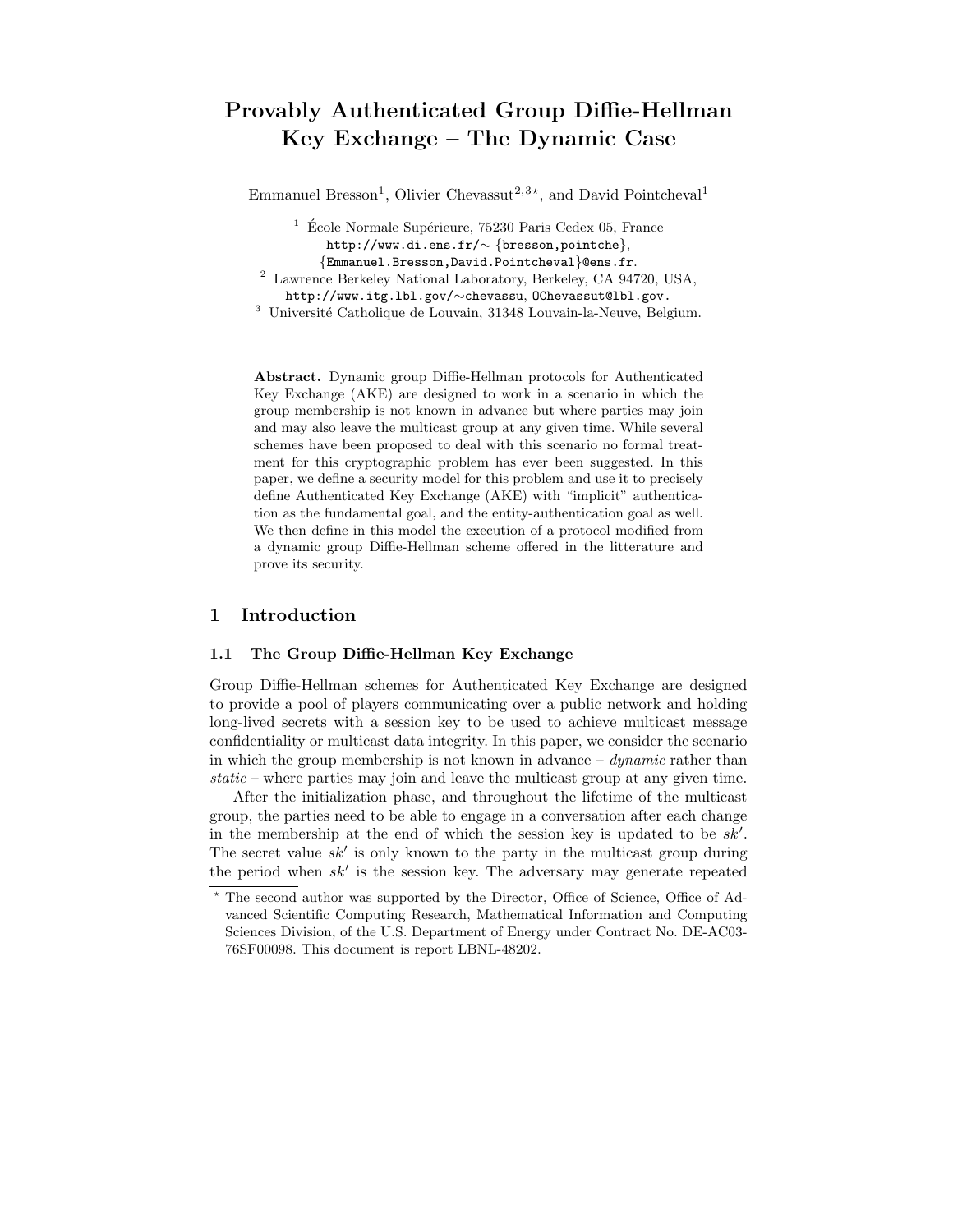# Provably Authenticated Group Diffie-Hellman Key Exchange – The Dynamic Case

Emmanuel Bresson[1], Olivier Chevassut[2,3,⋆], and David Pointcheval[1]

[1] École Normale Supérieure, 75230 Paris Cedex 05, France
`http://www.di.ens.fr/∼ {bresson,pointche}`,
`{Emmanuel.Bresson,David.Pointcheval}@ens.fr`.

[2] Lawrence Berkeley National Laboratory, Berkeley, CA 94720, USA,
`http://www.itg.lbl.gov/∼chevassu`, `OChevassut@lbl.gov`.

[3] Université Catholique de Louvain, 31348 Louvain-la-Neuve, Belgium.

**Abstract.** Dynamic group Diffie-Hellman protocols for Authenticated Key Exchange (AKE) are designed to work in a scenario in which the group membership is not known in advance but where parties may join and may also leave the multicast group at any given time. While several schemes have been proposed to deal with this scenario no formal treatment for this cryptographic problem has ever been suggested. In this paper, we define a security model for this problem and use it to precisely define Authenticated Key Exchange (AKE) with "implicit" authentication as the fundamental goal, and the entity-authentication goal as well. We then define in this model the execution of a protocol modified from a dynamic group Diffie-Hellman scheme offered in the litterature and prove its security.

## 1 Introduction

### 1.1 The Group Diffie-Hellman Key Exchange

Group Diffie-Hellman schemes for Authenticated Key Exchange are designed to provide a pool of players communicating over a public network and holding long-lived secrets with a session key to be used to achieve multicast message confidentiality or multicast data integrity. In this paper, we consider the scenario in which the group membership is not known in advance – *dynamic* rather than *static* – where parties may join and leave the multicast group at any given time.

After the initialization phase, and throughout the lifetime of the multicast group, the parties need to be able to engage in a conversation after each change in the membership at the end of which the session key is updated to be $sk'$. The secret value $sk'$ is only known to the party in the multicast group during the period when $sk'$ is the session key. The adversary may generate repeated

⋆ The second author was supported by the Director, Office of Science, Office of Advanced Scientific Computing Research, Mathematical Information and Computing Sciences Division, of the U.S. Department of Energy under Contract No. DE-AC03-76SF00098. This document is report LBNL-48202.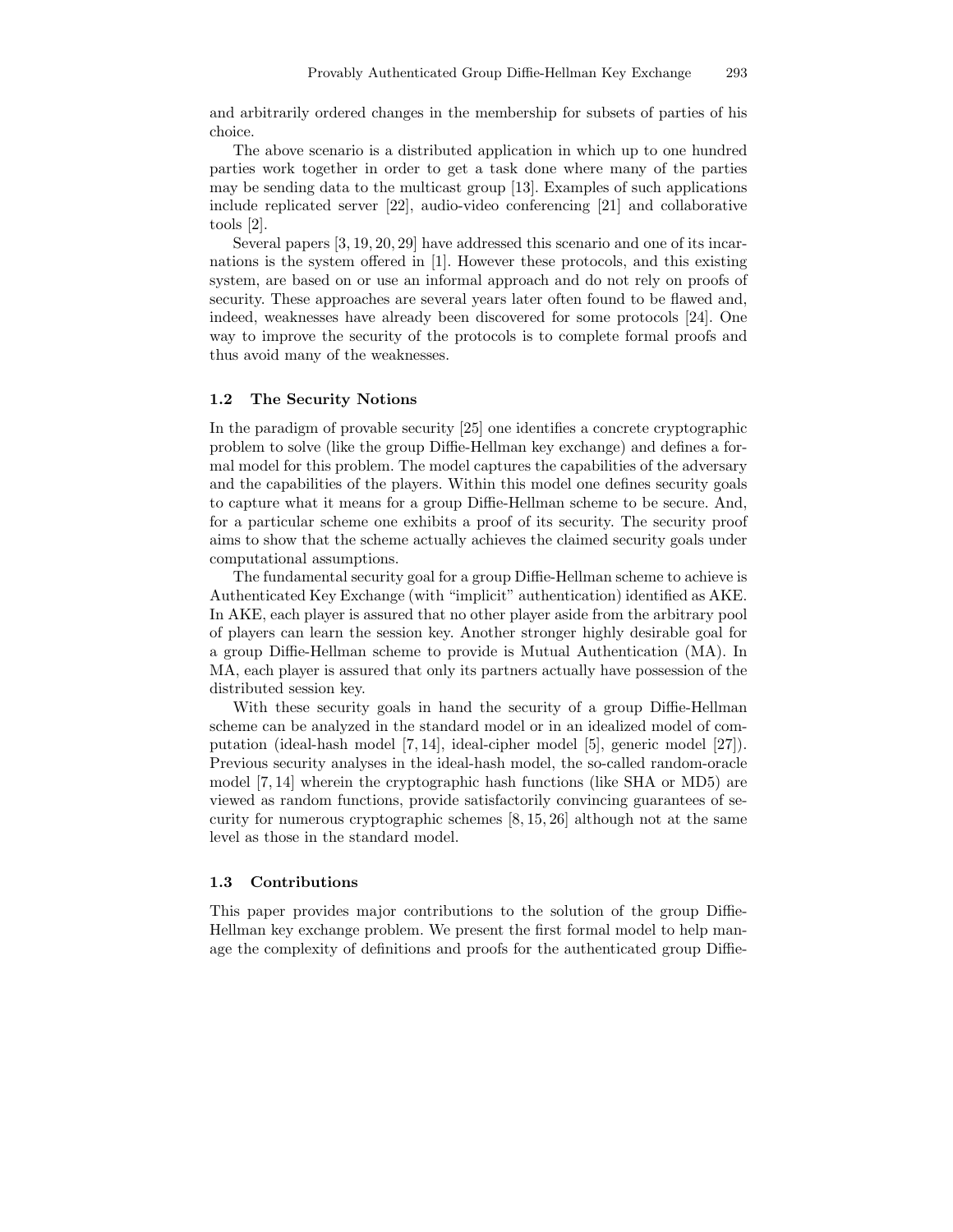and arbitrarily ordered changes in the membership for subsets of parties of his choice.

The above scenario is a distributed application in which up to one hundred parties work together in order to get a task done where many of the parties may be sending data to the multicast group [13]. Examples of such applications include replicated server [22], audio-video conferencing [21] and collaborative tools [2].

Several papers [3, 19, 20, 29] have addressed this scenario and one of its incarnations is the system offered in [1]. However these protocols, and this existing system, are based on or use an informal approach and do not rely on proofs of security. These approaches are several years later often found to be flawed and, indeed, weaknesses have already been discovered for some protocols [24]. One way to improve the security of the protocols is to complete formal proofs and thus avoid many of the weaknesses.

### 1.2 The Security Notions

In the paradigm of provable security [25] one identifies a concrete cryptographic problem to solve (like the group Diffie-Hellman key exchange) and defines a formal model for this problem. The model captures the capabilities of the adversary and the capabilities of the players. Within this model one defines security goals to capture what it means for a group Diffie-Hellman scheme to be secure. And, for a particular scheme one exhibits a proof of its security. The security proof aims to show that the scheme actually achieves the claimed security goals under computational assumptions.

The fundamental security goal for a group Diffie-Hellman scheme to achieve is Authenticated Key Exchange (with "implicit" authentication) identified as AKE. In AKE, each player is assured that no other player aside from the arbitrary pool of players can learn the session key. Another stronger highly desirable goal for a group Diffie-Hellman scheme to provide is Mutual Authentication (MA). In MA, each player is assured that only its partners actually have possession of the distributed session key.

With these security goals in hand the security of a group Diffie-Hellman scheme can be analyzed in the standard model or in an idealized model of computation (ideal-hash model [7, 14], ideal-cipher model [5], generic model [27]). Previous security analyses in the ideal-hash model, the so-called random-oracle model [7, 14] wherein the cryptographic hash functions (like SHA or MD5) are viewed as random functions, provide satisfactorily convincing guarantees of security for numerous cryptographic schemes [8, 15, 26] although not at the same level as those in the standard model.

### 1.3 Contributions

This paper provides major contributions to the solution of the group Diffie-Hellman key exchange problem. We present the first formal model to help manage the complexity of definitions and proofs for the authenticated group Diffie-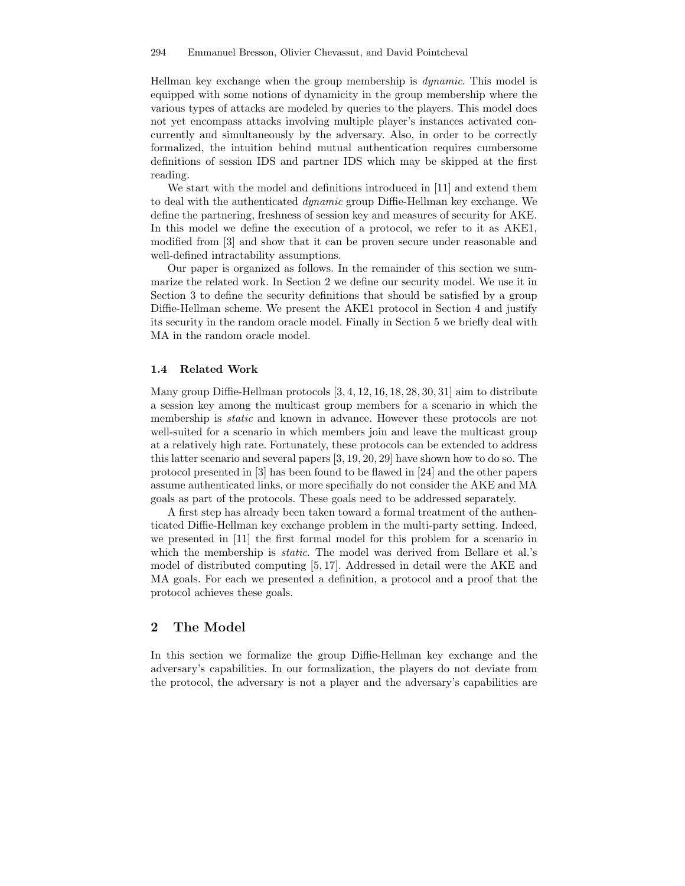Hellman key exchange when the group membership is *dynamic*. This model is equipped with some notions of dynamicity in the group membership where the various types of attacks are modeled by queries to the players. This model does not yet encompass attacks involving multiple player's instances activated concurrently and simultaneously by the adversary. Also, in order to be correctly formalized, the intuition behind mutual authentication requires cumbersome definitions of session IDS and partner IDS which may be skipped at the first reading.

We start with the model and definitions introduced in [11] and extend them to deal with the authenticated *dynamic* group Diffie-Hellman key exchange. We define the partnering, freshness of session key and measures of security for AKE. In this model we define the execution of a protocol, we refer to it as AKE1, modified from [3] and show that it can be proven secure under reasonable and well-defined intractability assumptions.

Our paper is organized as follows. In the remainder of this section we summarize the related work. In Section 2 we define our security model. We use it in Section 3 to define the security definitions that should be satisfied by a group Diffie-Hellman scheme. We present the AKE1 protocol in Section 4 and justify its security in the random oracle model. Finally in Section 5 we briefly deal with MA in the random oracle model.

### 1.4 Related Work

Many group Diffie-Hellman protocols [3, 4, 12, 16, 18, 28, 30, 31] aim to distribute a session key among the multicast group members for a scenario in which the membership is *static* and known in advance. However these protocols are not well-suited for a scenario in which members join and leave the multicast group at a relatively high rate. Fortunately, these protocols can be extended to address this latter scenario and several papers [3, 19, 20, 29] have shown how to do so. The protocol presented in [3] has been found to be flawed in [24] and the other papers assume authenticated links, or more specifially do not consider the AKE and MA goals as part of the protocols. These goals need to be addressed separately.

A first step has already been taken toward a formal treatment of the authenticated Diffie-Hellman key exchange problem in the multi-party setting. Indeed, we presented in [11] the first formal model for this problem for a scenario in which the membership is *static*. The model was derived from Bellare et al.'s model of distributed computing [5, 17]. Addressed in detail were the AKE and MA goals. For each we presented a definition, a protocol and a proof that the protocol achieves these goals.

## 2 The Model

In this section we formalize the group Diffie-Hellman key exchange and the adversary's capabilities. In our formalization, the players do not deviate from the protocol, the adversary is not a player and the adversary's capabilities are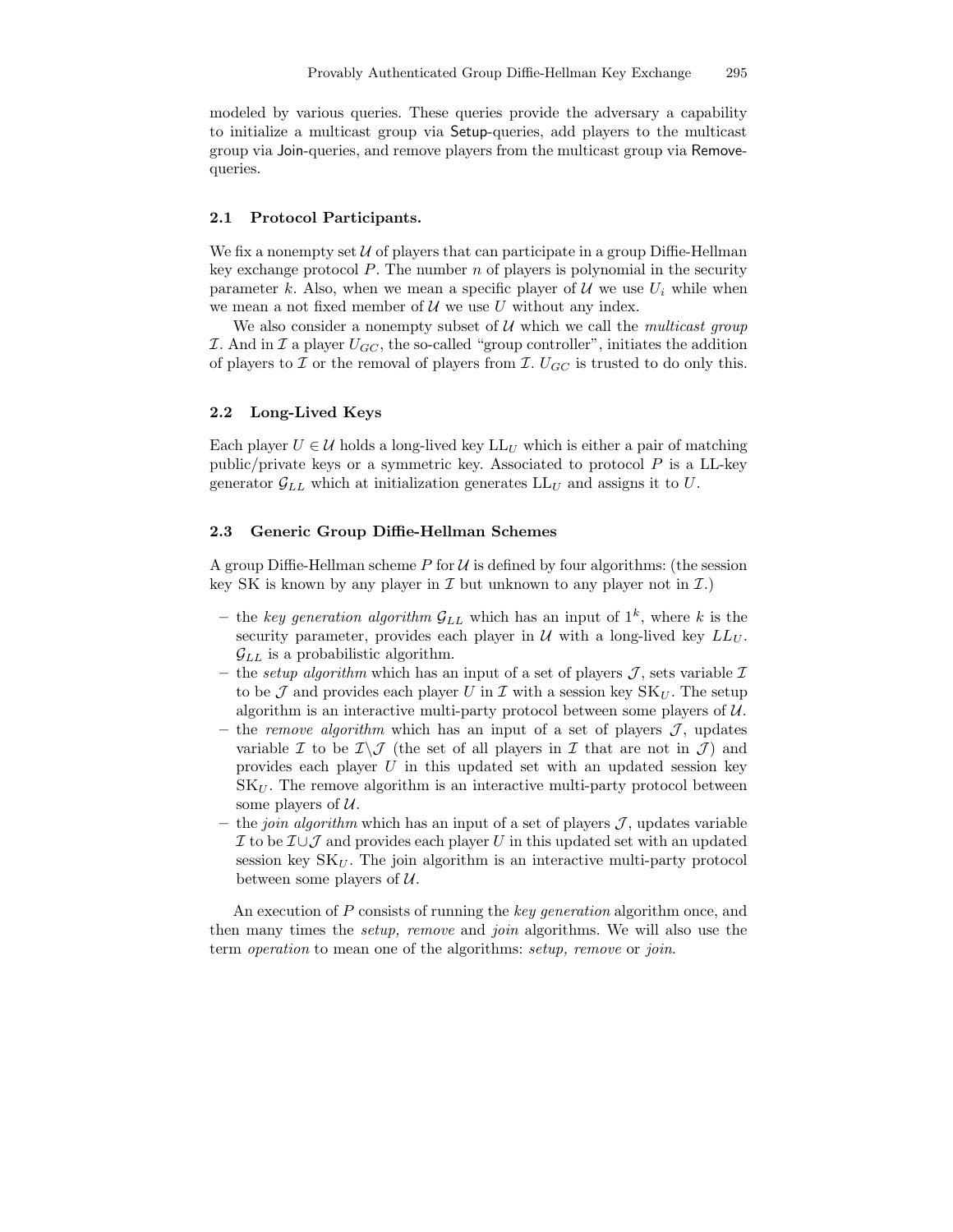modeled by various queries. These queries provide the adversary a capability to initialize a multicast group via Setup-queries, add players to the multicast group via Join-queries, and remove players from the multicast group via Remove-queries.

### 2.1 Protocol Participants.

We fix a nonempty set $\mathcal{U}$ of players that can participate in a group Diffie-Hellman key exchange protocol $P$. The number $n$ of players is polynomial in the security parameter $k$. Also, when we mean a specific player of $\mathcal{U}$ we use $U_i$ while when we mean a not fixed member of $\mathcal{U}$ we use $U$ without any index.

We also consider a nonempty subset of $\mathcal{U}$ which we call the *multicast group* $\mathcal{I}$. And in $\mathcal{I}$ a player $U_{GC}$, the so-called "group controller", initiates the addition of players to $\mathcal{I}$ or the removal of players from $\mathcal{I}$. $U_{GC}$ is trusted to do only this.

### 2.2 Long-Lived Keys

Each player $U \in \mathcal{U}$ holds a long-lived key $\mathrm{LL}_U$ which is either a pair of matching public/private keys or a symmetric key. Associated to protocol $P$ is a LL-key generator $\mathcal{G}_{LL}$ which at initialization generates $\mathrm{LL}_U$ and assigns it to $U$.

### 2.3 Generic Group Diffie-Hellman Schemes

A group Diffie-Hellman scheme $P$ for $\mathcal{U}$ is defined by four algorithms: (the session key SK is known by any player in $\mathcal{I}$ but unknown to any player not in $\mathcal{I}$.)

- the *key generation algorithm* $\mathcal{G}_{LL}$ which has an input of $1^k$, where $k$ is the security parameter, provides each player in $\mathcal{U}$ with a long-lived key $LL_U$. $\mathcal{G}_{LL}$ is a probabilistic algorithm.
- the *setup algorithm* which has an input of a set of players $\mathcal{J}$, sets variable $\mathcal{I}$ to be $\mathcal{J}$ and provides each player $U$ in $\mathcal{I}$ with a session key $\mathrm{SK}_U$. The setup algorithm is an interactive multi-party protocol between some players of $\mathcal{U}$.
- the *remove algorithm* which has an input of a set of players $\mathcal{J}$, updates variable $\mathcal{I}$ to be $\mathcal{I} \backslash \mathcal{J}$ (the set of all players in $\mathcal{I}$ that are not in $\mathcal{J}$) and provides each player $U$ in this updated set with an updated session key $\mathrm{SK}_U$. The remove algorithm is an interactive multi-party protocol between some players of $\mathcal{U}$.
- the *join algorithm* which has an input of a set of players $\mathcal{J}$, updates variable $\mathcal{I}$ to be $\mathcal{I} \cup \mathcal{J}$ and provides each player $U$ in this updated set with an updated session key $\mathrm{SK}_U$. The join algorithm is an interactive multi-party protocol between some players of $\mathcal{U}$.

An execution of $P$ consists of running the *key generation* algorithm once, and then many times the *setup, remove* and *join* algorithms. We will also use the term *operation* to mean one of the algorithms: *setup, remove* or *join*.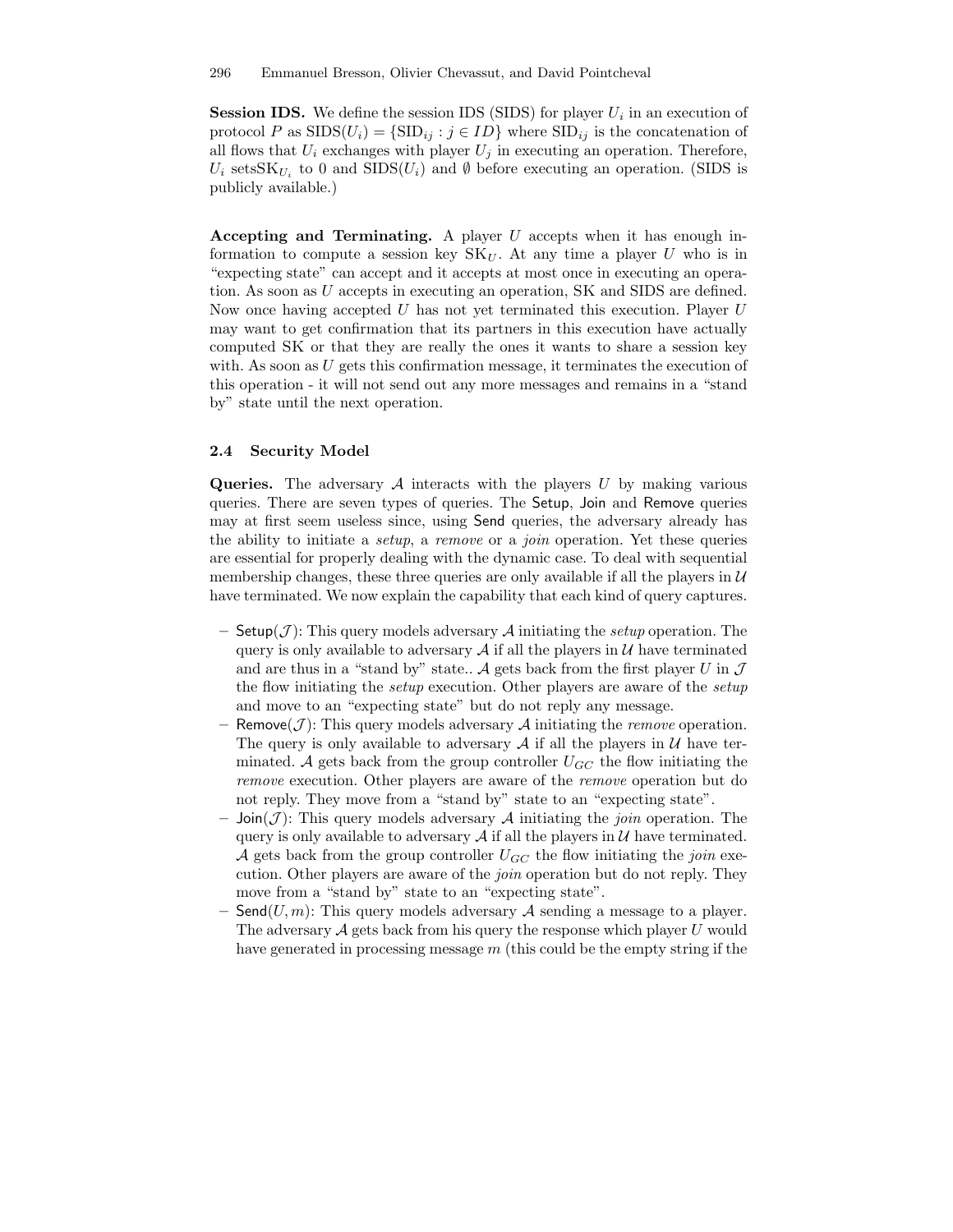**Session IDS.** We define the session IDS (SIDS) for player $U_i$ in an execution of protocol $P$ as $\text{SIDS}(U_i) = \{\text{SID}_{ij} : j \in ID\}$ where $\text{SID}_{ij}$ is the concatenation of all flows that $U_i$ exchanges with player $U_j$ in executing an operation. Therefore, $U_i$ sets$\text{SK}_{U_i}$ to 0 and $\text{SIDS}(U_i)$ and $\emptyset$ before executing an operation. (SIDS is publicly available.)

**Accepting and Terminating.** A player $U$ accepts when it has enough information to compute a session key $\text{SK}_U$. At any time a player $U$ who is in "expecting state" can accept and it accepts at most once in executing an operation. As soon as $U$ accepts in executing an operation, SK and SIDS are defined. Now once having accepted $U$ has not yet terminated this execution. Player $U$ may want to get confirmation that its partners in this execution have actually computed SK or that they are really the ones it wants to share a session key with. As soon as $U$ gets this confirmation message, it terminates the execution of this operation - it will not send out any more messages and remains in a "stand by" state until the next operation.

### 2.4 Security Model

**Queries.** The adversary $\mathcal{A}$ interacts with the players $U$ by making various queries. There are seven types of queries. The Setup, Join and Remove queries may at first seem useless since, using Send queries, the adversary already has the ability to initiate a *setup*, a *remove* or a *join* operation. Yet these queries are essential for properly dealing with the dynamic case. To deal with sequential membership changes, these three queries are only available if all the players in $\mathcal{U}$ have terminated. We now explain the capability that each kind of query captures.

- Setup($\mathcal{J}$): This query models adversary $\mathcal{A}$ initiating the *setup* operation. The query is only available to adversary $\mathcal{A}$ if all the players in $\mathcal{U}$ have terminated and are thus in a "stand by" state.. $\mathcal{A}$ gets back from the first player $U$ in $\mathcal{J}$ the flow initiating the *setup* execution. Other players are aware of the *setup* and move to an "expecting state" but do not reply any message.
- Remove($\mathcal{J}$): This query models adversary $\mathcal{A}$ initiating the *remove* operation. The query is only available to adversary $\mathcal{A}$ if all the players in $\mathcal{U}$ have terminated. $\mathcal{A}$ gets back from the group controller $U_{GC}$ the flow initiating the *remove* execution. Other players are aware of the *remove* operation but do not reply. They move from a "stand by" state to an "expecting state".
- Join($\mathcal{J}$): This query models adversary $\mathcal{A}$ initiating the *join* operation. The query is only available to adversary $\mathcal{A}$ if all the players in $\mathcal{U}$ have terminated. $\mathcal{A}$ gets back from the group controller $U_{GC}$ the flow initiating the *join* execution. Other players are aware of the *join* operation but do not reply. They move from a "stand by" state to an "expecting state".
- Send($U, m$): This query models adversary $\mathcal{A}$ sending a message to a player. The adversary $\mathcal{A}$ gets back from his query the response which player $U$ would have generated in processing message $m$ (this could be the empty string if the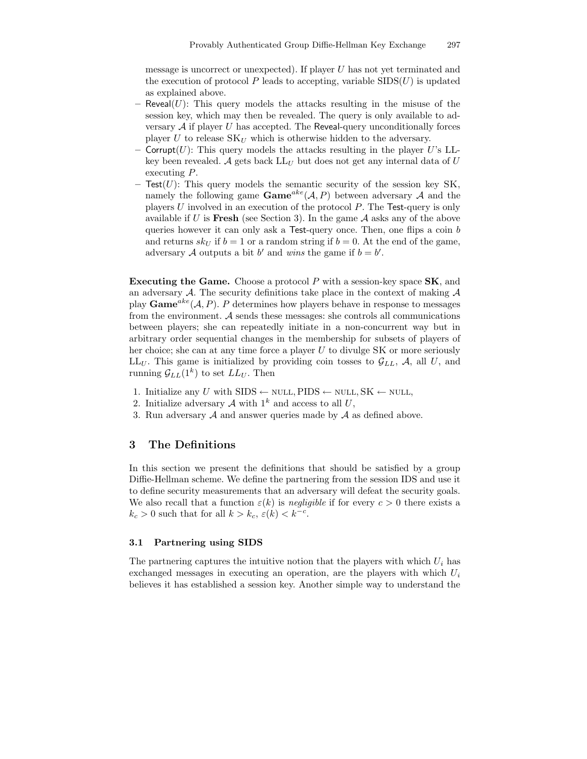message is uncorrect or unexpected). If player $U$ has not yet terminated and the execution of protocol $P$ leads to accepting, variable $\text{SIDS}(U)$ is updated as explained above.

- Reveal($U$): This query models the attacks resulting in the misuse of the session key, which may then be revealed. The query is only available to adversary $\mathcal{A}$ if player $U$ has accepted. The Reveal-query unconditionally forces player $U$ to release $\text{SK}_U$ which is otherwise hidden to the adversary.
- Corrupt($U$): This query models the attacks resulting in the player $U$'s LL-key been revealed. $\mathcal{A}$ gets back $\text{LL}_U$ but does not get any internal data of $U$ executing $P$.
- Test($U$): This query models the semantic security of the session key SK, namely the following game $\mathbf{Game}^{ake}(\mathcal{A}, P)$ between adversary $\mathcal{A}$ and the players $U$ involved in an execution of the protocol $P$. The Test-query is only available if $U$ is **Fresh** (see Section 3). In the game $\mathcal{A}$ asks any of the above queries however it can only ask a Test-query once. Then, one flips a coin $b$ and returns $sk_U$ if $b = 1$ or a random string if $b = 0$. At the end of the game, adversary $\mathcal{A}$ outputs a bit $b'$ and *wins* the game if $b = b'$.

**Executing the Game.** Choose a protocol $P$ with a session-key space $\mathbf{SK}$, and an adversary $\mathcal{A}$. The security definitions take place in the context of making $\mathcal{A}$ play $\mathbf{Game}^{ake}(\mathcal{A}, P)$. $P$ determines how players behave in response to messages from the environment. $\mathcal{A}$ sends these messages: she controls all communications between players; she can repeatedly initiate in a non-concurrent way but in arbitrary order sequential changes in the membership for subsets of players of her choice; she can at any time force a player $U$ to divulge SK or more seriously $\text{LL}_U$. This game is initialized by providing coin tosses to $\mathcal{G}_{LL}$, $\mathcal{A}$, all $U$, and running $\mathcal{G}_{LL}(1^k)$ to set $LL_U$. Then

1. Initialize any $U$ with $\text{SIDS} \leftarrow \text{NULL}, \text{PIDS} \leftarrow \text{NULL}, \text{SK} \leftarrow \text{NULL}$,
2. Initialize adversary $\mathcal{A}$ with $1^k$ and access to all $U$,
3. Run adversary $\mathcal{A}$ and answer queries made by $\mathcal{A}$ as defined above.

## 3 The Definitions

In this section we present the definitions that should be satisfied by a group Diffie-Hellman scheme. We define the partnering from the session IDS and use it to define security measurements that an adversary will defeat the security goals. We also recall that a function $\varepsilon(k)$ is *negligible* if for every $c > 0$ there exists a $k_c > 0$ such that for all $k > k_c$, $\varepsilon(k) < k^{-c}$.

### 3.1 Partnering using SIDS

The partnering captures the intuitive notion that the players with which $U_i$ has exchanged messages in executing an operation, are the players with which $U_i$ believes it has established a session key. Another simple way to understand the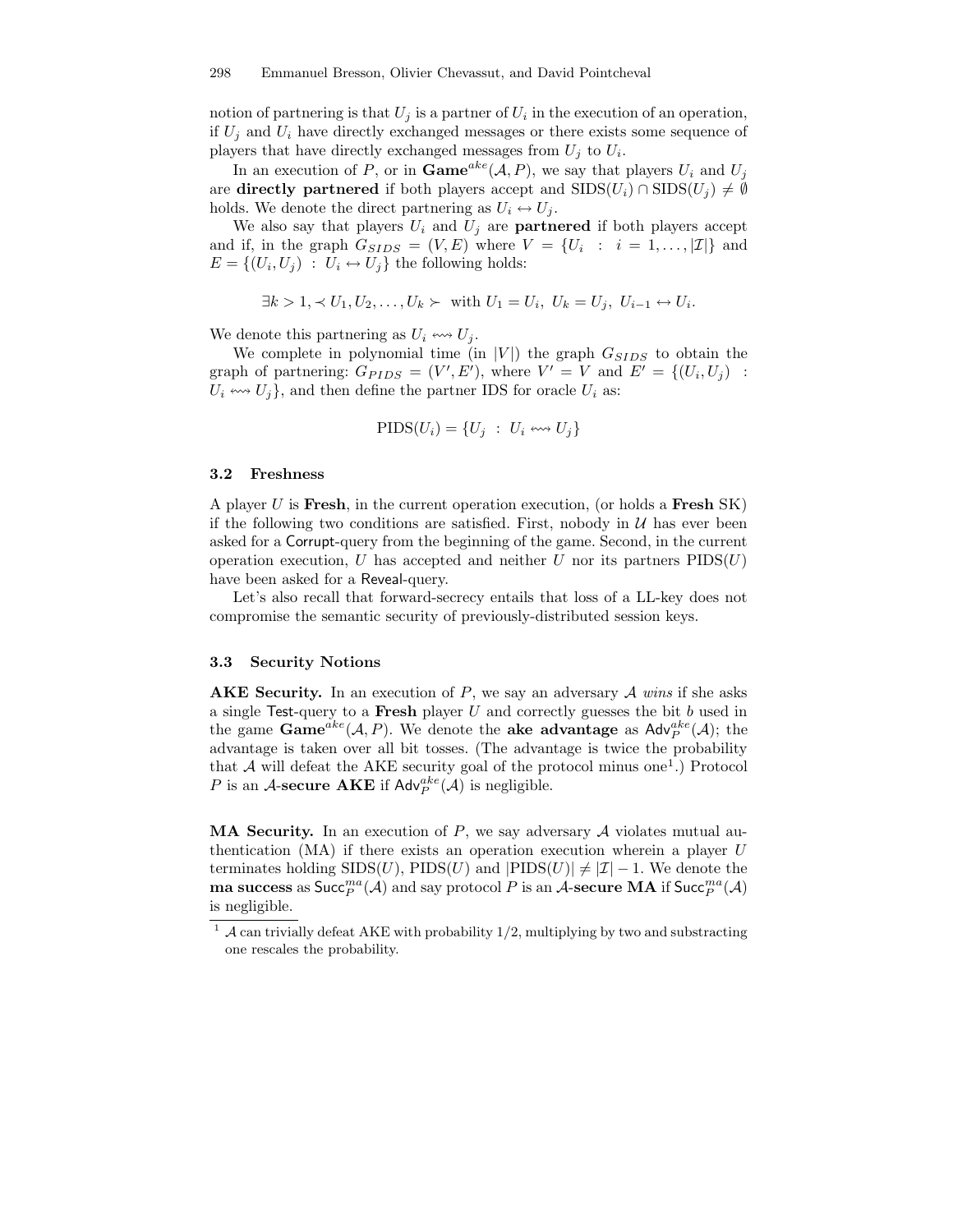notion of partnering is that $U_j$ is a partner of $U_i$ in the execution of an operation, if $U_j$ and $U_i$ have directly exchanged messages or there exists some sequence of players that have directly exchanged messages from $U_j$ to $U_i$.

In an execution of $P$, or in $\mathbf{Game}^{ake}(\mathcal{A}, P)$, we say that players $U_i$ and $U_j$ are **directly partnered** if both players accept and $\mathrm{SIDS}(U_i) \cap \mathrm{SIDS}(U_j) \neq \emptyset$ holds. We denote the direct partnering as $U_i \leftrightarrow U_j$.

We also say that players $U_i$ and $U_j$ are **partnered** if both players accept and if, in the graph $G_{SIDS} = (V, E)$ where $V = \{U_i \ : \ i = 1, \ldots, |\mathcal{I}|\}$ and $E = \{(U_i, U_j) \ : \ U_i \leftrightarrow U_j\}$ the following holds:

$$\exists k > 1, \prec U_1, U_2, \ldots, U_k \succ \text{ with } U_1 = U_i,\ U_k = U_j,\ U_{i-1} \leftrightarrow U_i.$$

We denote this partnering as $U_i \leftrightsquigarrow U_j$.

We complete in polynomial time (in $|V|$) the graph $G_{SIDS}$ to obtain the graph of partnering: $G_{PIDS} = (V', E')$, where $V' = V$ and $E' = \{(U_i, U_j) \ : \ U_i \leftrightsquigarrow U_j\}$, and then define the partner IDS for oracle $U_i$ as:

$$\mathrm{PIDS}(U_i) = \{U_j \ : \ U_i \leftrightsquigarrow U_j\}$$

### 3.2 Freshness

A player $U$ is **Fresh**, in the current operation execution, (or holds a **Fresh** SK) if the following two conditions are satisfied. First, nobody in $\mathcal{U}$ has ever been asked for a Corrupt-query from the beginning of the game. Second, in the current operation execution, $U$ has accepted and neither $U$ nor its partners $\mathrm{PIDS}(U)$ have been asked for a Reveal-query.

Let's also recall that forward-secrecy entails that loss of a LL-key does not compromise the semantic security of previously-distributed session keys.

### 3.3 Security Notions

**AKE Security.** In an execution of $P$, we say an adversary $\mathcal{A}$ *wins* if she asks a single Test-query to a **Fresh** player $U$ and correctly guesses the bit $b$ used in the game $\mathbf{Game}^{ake}(\mathcal{A}, P)$. We denote the **ake advantage** as $\mathsf{Adv}_P^{ake}(\mathcal{A})$; the advantage is taken over all bit tosses. (The advantage is twice the probability that $\mathcal{A}$ will defeat the AKE security goal of the protocol minus one[1].) Protocol $P$ is an $\mathcal{A}$-**secure AKE** if $\mathsf{Adv}_P^{ake}(\mathcal{A})$ is negligible.

**MA Security.** In an execution of $P$, we say adversary $\mathcal{A}$ violates mutual authentication (MA) if there exists an operation execution wherein a player $U$ terminates holding $\mathrm{SIDS}(U)$, $\mathrm{PIDS}(U)$ and $|\mathrm{PIDS}(U)| \neq |\mathcal{I}| - 1$. We denote the **ma success** as $\mathsf{Succ}_P^{ma}(\mathcal{A})$ and say protocol $P$ is an $\mathcal{A}$-**secure MA** if $\mathsf{Succ}_P^{ma}(\mathcal{A})$ is negligible.

[1] $\mathcal{A}$ can trivially defeat AKE with probability 1/2, multiplying by two and substracting one rescales the probability.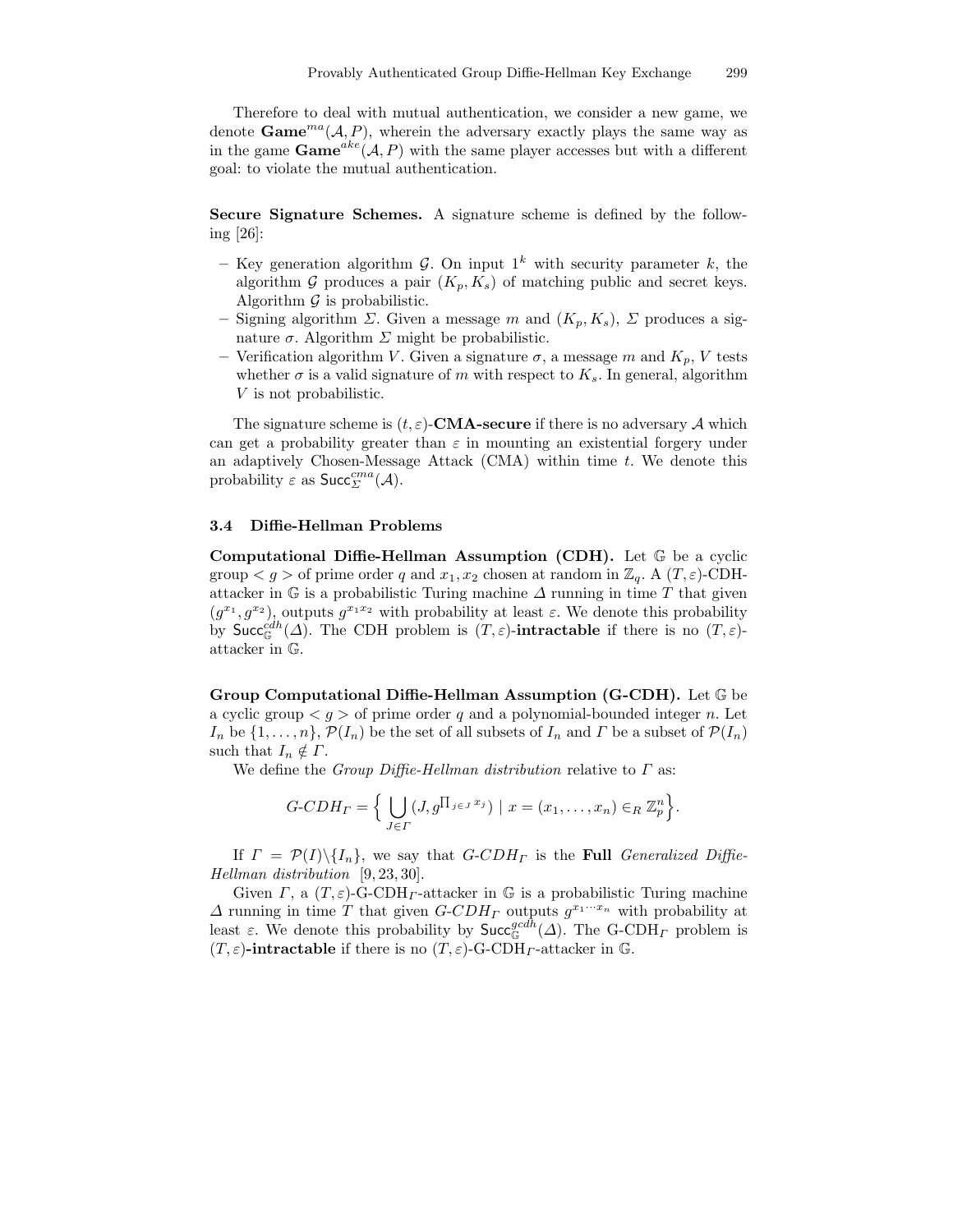Therefore to deal with mutual authentication, we consider a new game, we denote $\mathbf{Game}^{ma}(\mathcal{A}, P)$, wherein the adversary exactly plays the same way as in the game $\mathbf{Game}^{ake}(\mathcal{A}, P)$ with the same player accesses but with a different goal: to violate the mutual authentication.

**Secure Signature Schemes.** A signature scheme is defined by the following [26]:

- Key generation algorithm $\mathcal{G}$. On input $1^k$ with security parameter $k$, the algorithm $\mathcal{G}$ produces a pair $(K_p, K_s)$ of matching public and secret keys. Algorithm $\mathcal{G}$ is probabilistic.
- Signing algorithm $\Sigma$. Given a message $m$ and $(K_p, K_s)$, $\Sigma$ produces a signature $\sigma$. Algorithm $\Sigma$ might be probabilistic.
- Verification algorithm $V$. Given a signature $\sigma$, a message $m$ and $K_p$, $V$ tests whether $\sigma$ is a valid signature of $m$ with respect to $K_s$. In general, algorithm $V$ is not probabilistic.

The signature scheme is $(t, \varepsilon)$-**CMA-secure** if there is no adversary $\mathcal{A}$ which can get a probability greater than $\varepsilon$ in mounting an existential forgery under an adaptively Chosen-Message Attack (CMA) within time $t$. We denote this probability $\varepsilon$ as $\mathsf{Succ}_{\Sigma}^{cma}(\mathcal{A})$.

### 3.4 Diffie-Hellman Problems

**Computational Diffie-Hellman Assumption (CDH).** Let $\mathbb{G}$ be a cyclic group $< g >$ of prime order $q$ and $x_1, x_2$ chosen at random in $\mathbb{Z}_q$. A $(T, \varepsilon)$-CDH-attacker in $\mathbb{G}$ is a probabilistic Turing machine $\Delta$ running in time $T$ that given $(g^{x_1}, g^{x_2})$, outputs $g^{x_1 x_2}$ with probability at least $\varepsilon$. We denote this probability by $\mathsf{Succ}_{\mathbb{G}}^{cdh}(\Delta)$. The CDH problem is $(T, \varepsilon)$-**intractable** if there is no $(T, \varepsilon)$-attacker in $\mathbb{G}$.

**Group Computational Diffie-Hellman Assumption (G-CDH).** Let $\mathbb{G}$ be a cyclic group $< g >$ of prime order $q$ and a polynomial-bounded integer $n$. Let $I_n$ be $\{1, \ldots, n\}$, $\mathcal{P}(I_n)$ be the set of all subsets of $I_n$ and $\Gamma$ be a subset of $\mathcal{P}(I_n)$ such that $I_n \notin \Gamma$.

We define the *Group Diffie-Hellman distribution* relative to $\Gamma$ as:

$$G\text{-}CDH_{\Gamma} = \Big\{ \bigcup_{J \in \Gamma} (J, g^{\prod_{j \in J} x_j}) \mid x = (x_1, \ldots, x_n) \in_R \mathbb{Z}_p^n \Big\}.$$

If $\Gamma = \mathcal{P}(I) \backslash \{I_n\}$, we say that $G\text{-}CDH_{\Gamma}$ is the **Full** *Generalized Diffie-Hellman distribution* [9, 23, 30].

Given $\Gamma$, a $(T, \varepsilon)$-G-CDH$_{\Gamma}$-attacker in $\mathbb{G}$ is a probabilistic Turing machine $\Delta$ running in time $T$ that given $G\text{-}CDH_{\Gamma}$ outputs $g^{x_1 \cdots x_n}$ with probability at least $\varepsilon$. We denote this probability by $\mathsf{Succ}_{\mathbb{G}}^{gcdh}(\Delta)$. The G-CDH$_{\Gamma}$ problem is $(T, \varepsilon)$**-intractable** if there is no $(T, \varepsilon)$-G-CDH$_{\Gamma}$-attacker in $\mathbb{G}$.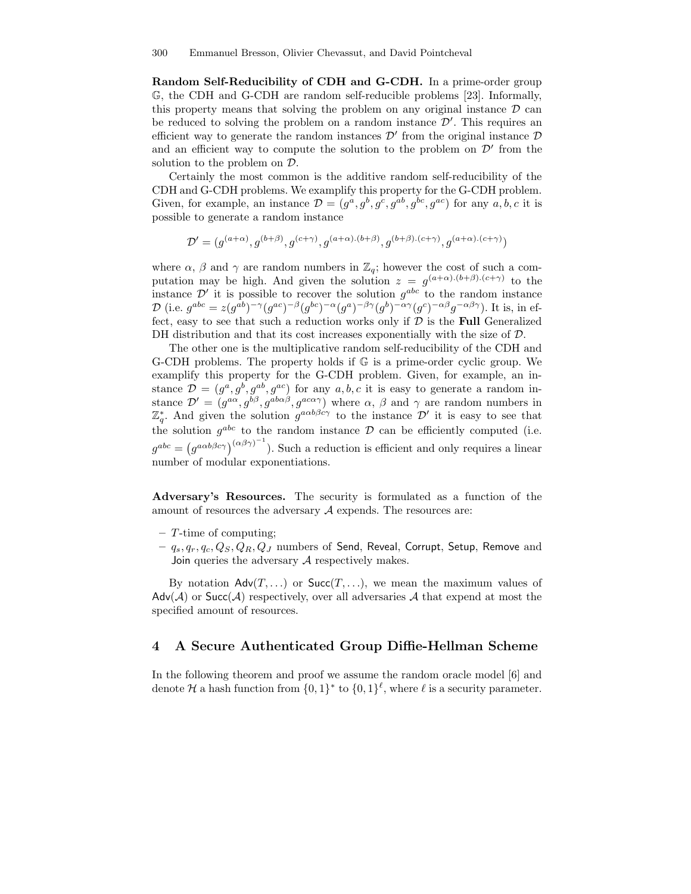**Random Self-Reducibility of CDH and G-CDH.** In a prime-order group $\mathbb{G}$, the CDH and G-CDH are random self-reducible problems [23]. Informally, this property means that solving the problem on any original instance $\mathcal{D}$ can be reduced to solving the problem on a random instance $\mathcal{D}'$. This requires an efficient way to generate the random instances $\mathcal{D}'$ from the original instance $\mathcal{D}$ and an efficient way to compute the solution to the problem on $\mathcal{D}'$ from the solution to the problem on $\mathcal{D}$.

Certainly the most common is the additive random self-reducibility of the CDH and G-CDH problems. We examplify this property for the G-CDH problem. Given, for example, an instance $\mathcal{D} = (g^a, g^b, g^c, g^{ab}, g^{bc}, g^{ac})$ for any $a, b, c$ it is possible to generate a random instance

$$\mathcal{D}' = (g^{(a+\alpha)}, g^{(b+\beta)}, g^{(c+\gamma)}, g^{(a+\alpha).(b+\beta)}, g^{(b+\beta).(c+\gamma)}, g^{(a+\alpha).(c+\gamma)})$$

where $\alpha$, $\beta$ and $\gamma$ are random numbers in $\mathbb{Z}_q$; however the cost of such a computation may be high. And given the solution $z = g^{(a+\alpha).(b+\beta).(c+\gamma)}$ to the instance $\mathcal{D}'$ it is possible to recover the solution $g^{abc}$ to the random instance $\mathcal{D}$ (i.e. $g^{abc} = z(g^{ab})^{-\gamma}(g^{ac})^{-\beta}(g^{bc})^{-\alpha}(g^a)^{-\beta\gamma}(g^b)^{-\alpha\gamma}(g^c)^{-\alpha\beta}g^{-\alpha\beta\gamma}$). It is, in effect, easy to see that such a reduction works only if $\mathcal{D}$ is the **Full** Generalized DH distribution and that its cost increases exponentially with the size of $\mathcal{D}$.

The other one is the multiplicative random self-reducibility of the CDH and G-CDH problems. The property holds if $\mathbb{G}$ is a prime-order cyclic group. We examplify this property for the G-CDH problem. Given, for example, an instance $\mathcal{D} = (g^a, g^b, g^{ab}, g^{ac})$ for any $a, b, c$ it is easy to generate a random instance $\mathcal{D}' = (g^{a\alpha}, g^{b\beta}, g^{ab\alpha\beta}, g^{ac\alpha\gamma})$ where $\alpha$, $\beta$ and $\gamma$ are random numbers in $\mathbb{Z}_q^*$. And given the solution $g^{a\alpha b\beta c\gamma}$ to the instance $\mathcal{D}'$ it is easy to see that the solution $g^{abc}$ to the random instance $\mathcal{D}$ can be efficiently computed (i.e. $g^{abc} = \left(g^{a\alpha b\beta c\gamma}\right)^{(\alpha\beta\gamma)^{-1}}$). Such a reduction is efficient and only requires a linear number of modular exponentiations.

**Adversary's Resources.** The security is formulated as a function of the amount of resources the adversary $\mathcal{A}$ expends. The resources are:

- $T$-time of computing;
- $q_s, q_r, q_c, Q_S, Q_R, Q_J$ numbers of Send, Reveal, Corrupt, Setup, Remove and Join queries the adversary $\mathcal{A}$ respectively makes.

By notation $\mathsf{Adv}(T, \ldots)$ or $\mathsf{Succ}(T, \ldots)$, we mean the maximum values of $\mathsf{Adv}(\mathcal{A})$ or $\mathsf{Succ}(\mathcal{A})$ respectively, over all adversaries $\mathcal{A}$ that expend at most the specified amount of resources.

## 4 A Secure Authenticated Group Diffie-Hellman Scheme

In the following theorem and proof we assume the random oracle model [6] and denote $\mathcal{H}$ a hash function from $\{0,1\}^*$ to $\{0,1\}^\ell$, where $\ell$ is a security parameter.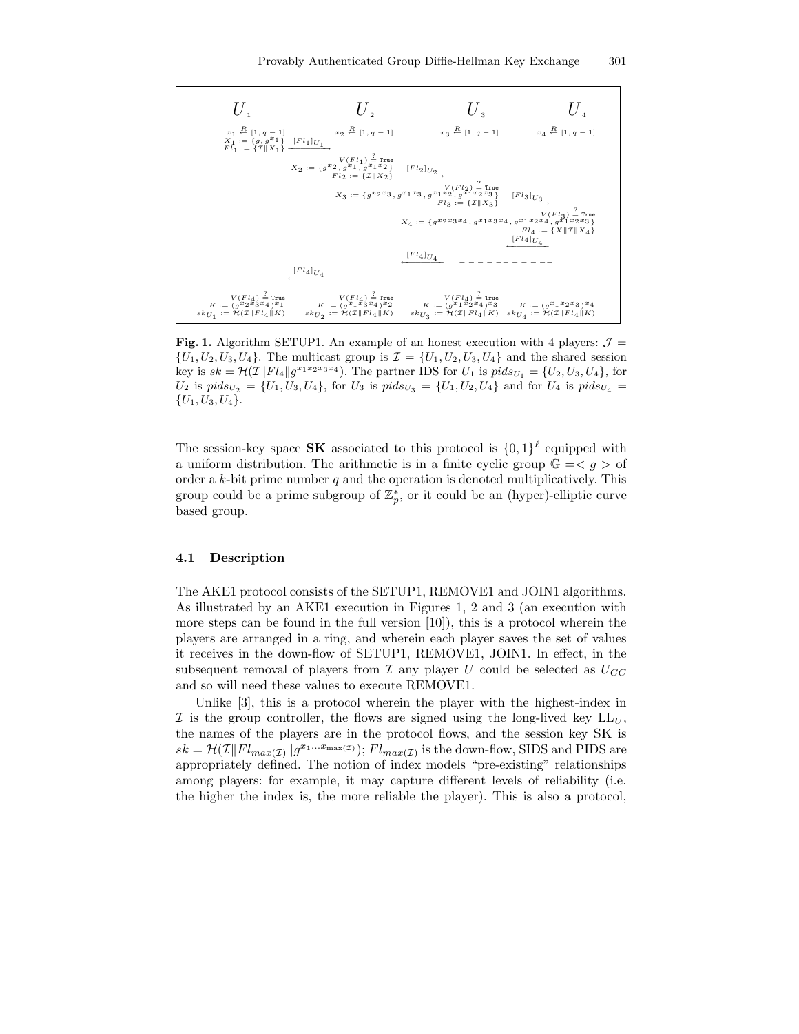| $U_1$ | $U_2$ | $U_3$ | $U_4$ |
|---|---|---|---|
| $x_1 \xleftarrow{R} [1, q-1]$ | $x_2 \xleftarrow{R} [1, q-1]$ | $x_3 \xleftarrow{R} [1, q-1]$ | $x_4 \xleftarrow{R} [1, q-1]$ |
| $X_1 := \{g, g^{x_1}\}$, $Fl_1 := \{\mathcal{I} \| X_1\}$ $\xrightarrow{[Fl_1]_{U_1}}$ | | | |
| | $V(Fl_1) \stackrel{?}{=}$ True; $X_2 := \{g^{x_2}, g^{x_1}, g^{x_1 x_2}\}$, $Fl_2 := \{\mathcal{I} \| X_2\}$ $\xrightarrow{[Fl_2]_{U_2}}$ | | |
| | | $V(Fl_2) \stackrel{?}{=}$ True; $X_3 := \{g^{x_2 x_3}, g^{x_1 x_3}, g^{x_1 x_2}, g^{x_1 x_2 x_3}\}$, $Fl_3 := \{\mathcal{I} \| X_3\}$ $\xrightarrow{[Fl_3]_{U_3}}$ | |
| | | | $V(Fl_3) \stackrel{?}{=}$ True; $X_4 := \{g^{x_2 x_3 x_4}, g^{x_1 x_3 x_4}, g^{x_1 x_2 x_4}, g^{x_1 x_2 x_3}\}$, $Fl_4 := \{X \| \mathcal{I} \| X_4\}$ $\xleftarrow{[Fl_4]_{U_4}}$ |
| | | $\xleftarrow{[Fl_4]_{U_4}}$ | |
| | $\xleftarrow{[Fl_4]_{U_4}}$ | | |
| $V(Fl_4) \stackrel{?}{=}$ True; $K := (g^{x_2 x_3 x_4})^{x_1}$; $sk_{U_1} := \mathcal{H}(\mathcal{I} \| Fl_4 \| K)$ | $V(Fl_4) \stackrel{?}{=}$ True; $K := (g^{x_1 x_3 x_4})^{x_2}$; $sk_{U_2} := \mathcal{H}(\mathcal{I} \| Fl_4 \| K)$ | $V(Fl_4) \stackrel{?}{=}$ True; $K := (g^{x_1 x_2 x_4})^{x_3}$; $sk_{U_3} := \mathcal{H}(\mathcal{I} \| Fl_4 \| K)$ | $K := (g^{x_1 x_2 x_3})^{x_4}$; $sk_{U_4} := \mathcal{H}(\mathcal{I} \| Fl_4 \| K)$ |

**Fig. 1.** Algorithm SETUP1. An example of an honest execution with 4 players: $\mathcal{J} = \{U_1, U_2, U_3, U_4\}$. The multicast group is $\mathcal{I} = \{U_1, U_2, U_3, U_4\}$ and the shared session key is $sk = \mathcal{H}(\mathcal{I} \| Fl_4 \| g^{x_1 x_2 x_3 x_4})$. The partner IDS for $U_1$ is $pids_{U_1} = \{U_2, U_3, U_4\}$, for $U_2$ is $pids_{U_2} = \{U_1, U_3, U_4\}$, for $U_3$ is $pids_{U_3} = \{U_1, U_2, U_4\}$ and for $U_4$ is $pids_{U_4} = \{U_1, U_3, U_4\}$.

The session-key space **SK** associated to this protocol is $\{0,1\}^\ell$ equipped with a uniform distribution. The arithmetic is in a finite cyclic group $\mathbb{G} = < g >$ of order a $k$-bit prime number $q$ and the operation is denoted multiplicatively. This group could be a prime subgroup of $\mathbb{Z}_p^*$, or it could be an (hyper)-elliptic curve based group.

### 4.1 Description

The AKE1 protocol consists of the SETUP1, REMOVE1 and JOIN1 algorithms. As illustrated by an AKE1 execution in Figures 1, 2 and 3 (an execution with more steps can be found in the full version [10]), this is a protocol wherein the players are arranged in a ring, and wherein each player saves the set of values it receives in the down-flow of SETUP1, REMOVE1, JOIN1. In effect, in the subsequent removal of players from $\mathcal{I}$ any player $U$ could be selected as $U_{GC}$ and so will need these values to execute REMOVE1.

Unlike [3], this is a protocol wherein the player with the highest-index in $\mathcal{I}$ is the group controller, the flows are signed using the long-lived key $\mathrm{LL}_U$, the names of the players are in the protocol flows, and the session key SK is $sk = \mathcal{H}(\mathcal{I} \| Fl_{max(\mathcal{I})} \| g^{x_1 \ldots x_{\max(\mathcal{I})}})$; $Fl_{max(\mathcal{I})}$ is the down-flow, SIDS and PIDS are appropriately defined. The notion of index models "pre-existing" relationships among players: for example, it may capture different levels of reliability (i.e. the higher the index is, the more reliable the player). This is also a protocol,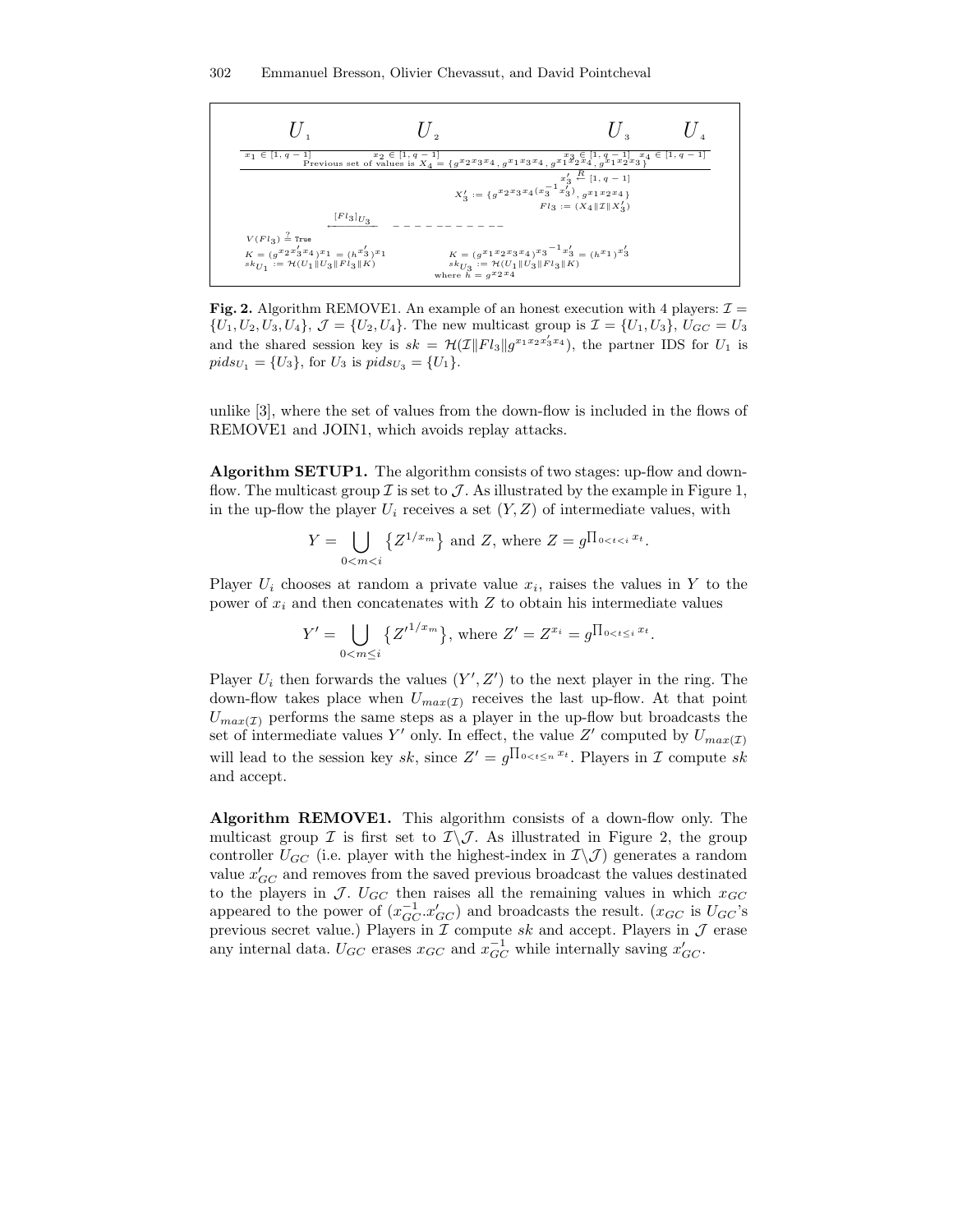| $U_1$ | $U_2$ | $U_3$ | $U_4$ |
|---|---|---|---|
| $x_1 \in [1, q-1]$ | $x_2 \in [1, q-1]$ | $x_3 \in [1, q-1]$ | $x_4 \in [1, q-1]$ |

Previous set of values is $X_4 = \{g^{x_2 x_3 x_4}, g^{x_1 x_3 x_4}, g^{x_1 x_2 x_4}, g^{x_1 x_2 x_3}\}$

$U_3$: $x'_3 \xleftarrow{R} [1, q-1]$

$X'_3 := \{g^{x_2 x_3 x_4 (x_3^{-1} x'_3)}, g^{x_1 x_2 x_4}\}$

$Fl_3 := (X_4 \| \mathcal{I} \| X'_3)$

$U_3 \rightarrow U_1$: $[Fl_3]_{U_3}$

$U_1$: $V(Fl_3) \stackrel{?}{=}$ True

$K = (g^{x_2 x'_3 x_4})^{x_1} = (h^{x'_3})^{x_1}$

$sk_{U_1} := \mathcal{H}(U_1 \| U_3 \| Fl_3 \| K)$

$U_3$: $K = (g^{x_1 x_2 x_3 x_4})^{x_3^{-1} x'_3} = (h^{x_1})^{x'_3}$

$sk_{U_3} := \mathcal{H}(U_1 \| U_3 \| Fl_3 \| K)$

where $h = g^{x_2 x_4}$

**Fig. 2.** Algorithm REMOVE1. An example of an honest execution with 4 players: $\mathcal{I} = \{U_1, U_2, U_3, U_4\}$, $\mathcal{J} = \{U_2, U_4\}$. The new multicast group is $\mathcal{I} = \{U_1, U_3\}$, $U_{GC} = U_3$ and the shared session key is $sk = \mathcal{H}(\mathcal{I} \| Fl_3 \| g^{x_1 x_2 x'_3 x_4})$, the partner IDS for $U_1$ is $pids_{U_1} = \{U_3\}$, for $U_3$ is $pids_{U_3} = \{U_1\}$.

unlike [3], where the set of values from the down-flow is included in the flows of REMOVE1 and JOIN1, which avoids replay attacks.

**Algorithm SETUP1.** The algorithm consists of two stages: up-flow and down-flow. The multicast group $\mathcal{I}$ is set to $\mathcal{J}$. As illustrated by the example in Figure 1, in the up-flow the player $U_i$ receives a set $(Y, Z)$ of intermediate values, with

$$Y = \bigcup_{0<m<i} \left\{Z^{1/x_m}\right\} \text{ and } Z, \text{ where } Z = g^{\prod_{0<t<i} x_t}.$$

Player $U_i$ chooses at random a private value $x_i$, raises the values in $Y$ to the power of $x_i$ and then concatenates with $Z$ to obtain his intermediate values

$$Y' = \bigcup_{0<m\leq i} \left\{Z'^{1/x_m}\right\}, \text{ where } Z' = Z^{x_i} = g^{\prod_{0<t\leq i} x_t}.$$

Player $U_i$ then forwards the values $(Y', Z')$ to the next player in the ring. The down-flow takes place when $U_{max(\mathcal{I})}$ receives the last up-flow. At that point $U_{max(\mathcal{I})}$ performs the same steps as a player in the up-flow but broadcasts the set of intermediate values $Y'$ only. In effect, the value $Z'$ computed by $U_{max(\mathcal{I})}$ will lead to the session key $sk$, since $Z' = g^{\prod_{0<t\leq n} x_t}$. Players in $\mathcal{I}$ compute $sk$ and accept.

**Algorithm REMOVE1.** This algorithm consists of a down-flow only. The multicast group $\mathcal{I}$ is first set to $\mathcal{I} \backslash \mathcal{J}$. As illustrated in Figure 2, the group controller $U_{GC}$ (i.e. player with the highest-index in $\mathcal{I} \backslash \mathcal{J}$) generates a random value $x'_{GC}$ and removes from the saved previous broadcast the values destinated to the players in $\mathcal{J}$. $U_{GC}$ then raises all the remaining values in which $x_{GC}$ appeared to the power of $(x_{GC}^{-1}.x'_{GC})$ and broadcasts the result. ($x_{GC}$ is $U_{GC}$'s previous secret value.) Players in $\mathcal{I}$ compute $sk$ and accept. Players in $\mathcal{J}$ erase any internal data. $U_{GC}$ erases $x_{GC}$ and $x_{GC}^{-1}$ while internally saving $x'_{GC}$.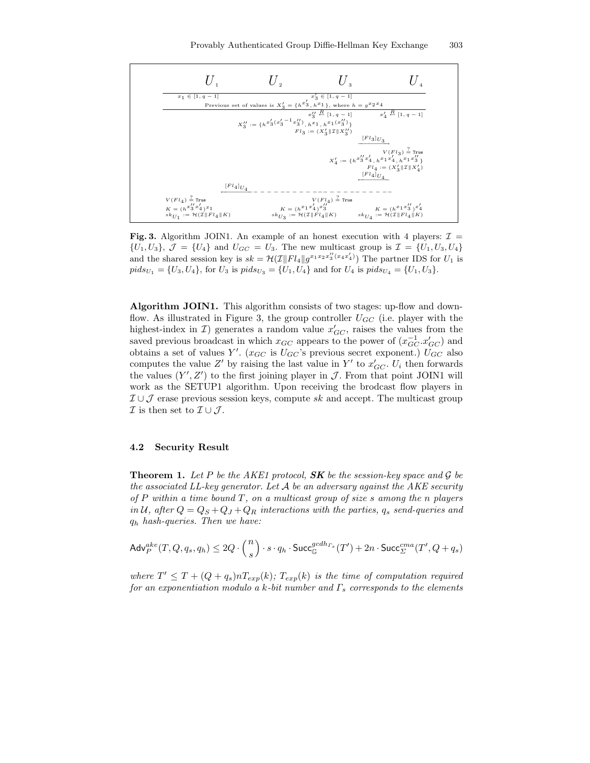| $U_1$ | $U_2$ | $U_3$ | $U_4$ |
|---|---|---|---|
| $x_1 \in [1, q-1]$ | | $x_3' \in [1, q-1]$ | |
| | Previous set of values is $X_3' = \{h^{x_3'}, h^{x_1}\}$, where $h = g^{x_2 x_4}$ | | |
| | | $x_3'' \xleftarrow{R} [1, q-1]$ | $x_4' \xleftarrow{R} [1, q-1]$ |
| | | $X_3'' := \{h^{x_3'(x_3'^{-1} x_3'')}, h^{x_1}, h^{x_1(x_3'')}\}$ | |
| | | $Fl_3 := (X_3' \Vert \mathcal{I} \Vert X_3'')$ | |
| | | $\xrightarrow{[Fl_3]_{U_3}}$ | |
| | | | $V(Fl_3) \stackrel{?}{=}$ True |
| | | | $X_4' := \{h^{x_3'' x_4'}, h^{x_1 x_4'}, h^{x_1 x_3''}\}$ |
| | | | $Fl_4 := (X_3' \Vert \mathcal{I} \Vert X_4')$ |
| | | $\xleftarrow{[Fl_4]_{U_4}}$ | |
| $\xleftarrow{[Fl_4]_{U_4}}$ | | | |
| $V(Fl_4) \stackrel{?}{=}$ True | | $V(Fl_4) \stackrel{?}{=}$ True | |
| $K = (h^{x_3'' x_4'})^{x_1}$ | | $K = (h^{x_1 x_4'})^{x_3''}$ | $K = (h^{x_1 x_3''})^{x_4'}$ |
| $sk_{U_1} := \mathcal{H}(\mathcal{I} \Vert Fl_4 \Vert K)$ | | $sk_{U_3} := \mathcal{H}(\mathcal{I} \Vert Fl_4 \Vert K)$ | $sk_{U_4} := \mathcal{H}(\mathcal{I} \Vert Fl_4 \Vert K)$ |

**Fig. 3.** Algorithm JOIN1. An example of an honest execution with 4 players: $\mathcal{I} = \{U_1, U_3\}$, $\mathcal{J} = \{U_4\}$ and $U_{GC} = U_3$. The new multicast group is $\mathcal{I} = \{U_1, U_3, U_4\}$ and the shared session key is $sk = \mathcal{H}(\mathcal{I} \| Fl_4 \| g^{x_1 x_2 x_3''(x_4 x_4')})$ The partner IDS for $U_1$ is $pids_{U_1} = \{U_3, U_4\}$, for $U_3$ is $pids_{U_3} = \{U_1, U_4\}$ and for $U_4$ is $pids_{U_4} = \{U_1, U_3\}$.

**Algorithm JOIN1.** This algorithm consists of two stages: up-flow and down-flow. As illustrated in Figure 3, the group controller $U_{GC}$ (i.e. player with the highest-index in $\mathcal{I}$) generates a random value $x'_{GC}$, raises the values from the saved previous broadcast in which $x_{GC}$ appears to the power of $(x_{GC}^{-1}.x'_{GC})$ and obtains a set of values $Y'$. ($x_{GC}$ is $U_{GC}$'s previous secret exponent.) $U_{GC}$ also computes the value $Z'$ by raising the last value in $Y'$ to $x'_{GC}$. $U_i$ then forwards the values $(Y', Z')$ to the first joining player in $\mathcal{J}$. From that point JOIN1 will work as the SETUP1 algorithm. Upon receiving the brodcast flow players in $\mathcal{I} \cup \mathcal{J}$ erase previous session keys, compute $sk$ and accept. The multicast group $\mathcal{I}$ is then set to $\mathcal{I} \cup \mathcal{J}$.

### 4.2 Security Result

**Theorem 1.** *Let $P$ be the AKE1 protocol, **SK** be the session-key space and $\mathcal{G}$ be the associated LL-key generator. Let $\mathcal{A}$ be an adversary against the AKE security of $P$ within a time bound $T$, on a multicast group of size $s$ among the $n$ players in $\mathcal{U}$, after $Q = Q_S + Q_J + Q_R$ interactions with the parties, $q_s$ send-queries and $q_h$ hash-queries. Then we have:*

$$\mathsf{Adv}_P^{ake}(T, Q, q_s, q_h) \leq 2Q \cdot \binom{n}{s} \cdot s \cdot q_h \cdot \mathsf{Succ}_{\mathbb{G}}^{gcdh_{\Gamma_s}}(T') + 2n \cdot \mathsf{Succ}_{\Sigma}^{cma}(T', Q + q_s)$$

*where $T' \leq T + (Q + q_s)nT_{exp}(k)$; $T_{exp}(k)$ is the time of computation required for an exponentiation modulo a $k$-bit number and $\Gamma_s$ corresponds to the elements*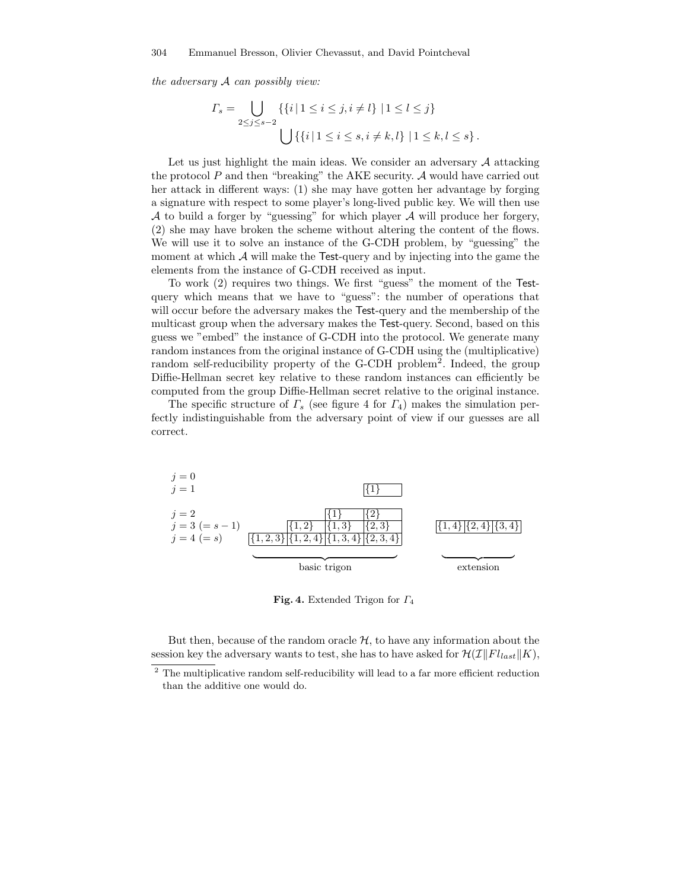*the adversary $\mathcal{A}$ can possibly view:*

$$\Gamma_s = \bigcup_{2\le j\le s-2} \{\{i \,|\, 1 \le i \le j, i \ne l\} \mid 1 \le l \le j\} \bigcup \{\{i \,|\, 1 \le i \le s, i \ne k, l\} \mid 1 \le k, l \le s\}.$$

Let us just highlight the main ideas. We consider an adversary $\mathcal{A}$ attacking the protocol $P$ and then "breaking" the AKE security. $\mathcal{A}$ would have carried out her attack in different ways: (1) she may have gotten her advantage by forging a signature with respect to some player's long-lived public key. We will then use $\mathcal{A}$ to build a forger by "guessing" for which player $\mathcal{A}$ will produce her forgery, (2) she may have broken the scheme without altering the content of the flows. We will use it to solve an instance of the G-CDH problem, by "guessing" the moment at which $\mathcal{A}$ will make the Test-query and by injecting into the game the elements from the instance of G-CDH received as input.

To work (2) requires two things. We first "guess" the moment of the Test-query which means that we have to "guess": the number of operations that will occur before the adversary makes the Test-query and the membership of the multicast group when the adversary makes the Test-query. Second, based on this guess we "embed" the instance of G-CDH into the protocol. We generate many random instances from the original instance of G-CDH using the (multiplicative) random self-reducibility property of the G-CDH problem[2]. Indeed, the group Diffie-Hellman secret key relative to these random instances can efficiently be computed from the group Diffie-Hellman secret relative to the original instance.

The specific structure of $\Gamma_s$ (see figure 4 for $\Gamma_4$) makes the simulation perfectly indistinguishable from the adversary point of view if our guesses are all correct.

| | Basic trigon | | | | Extension | | |
|---|---|---|---|---|---|---|---|
| $j = 0$ | | | | | | | |
| $j = 1$ | | | | $\{1\}$ | | | |
| $j = 2$ | | | $\{1\}$ | $\{2\}$ | | | |
| $j = 3$ $(= s-1)$ | | $\{1,2\}$ | $\{1,3\}$ | $\{2,3\}$ | $\{1,4\}$ | $\{2,4\}$ | $\{3,4\}$ |
| $j = 4$ $(= s)$ | $\{1,2,3\}$ | $\{1,2,4\}$ | $\{1,3,4\}$ | $\{2,3,4\}$ | | | |

**Fig. 4.** Extended Trigon for $\Gamma_4$

But then, because of the random oracle $\mathcal{H}$, to have any information about the session key the adversary wants to test, she has to have asked for $\mathcal{H}(\mathcal{I}\|Fl_{last}\|K)$,

[2] The multiplicative random self-reducibility will lead to a far more efficient reduction than the additive one would do.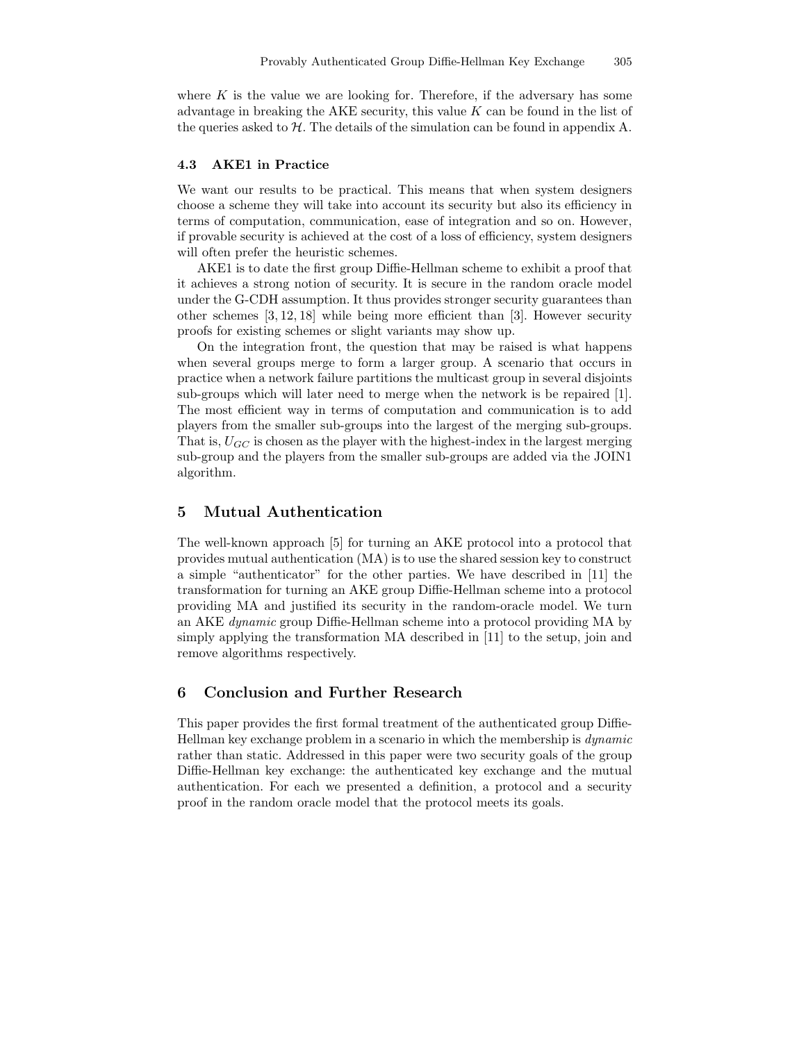where $K$ is the value we are looking for. Therefore, if the adversary has some advantage in breaking the AKE security, this value $K$ can be found in the list of the queries asked to $\mathcal{H}$. The details of the simulation can be found in appendix A.

### 4.3 AKE1 in Practice

We want our results to be practical. This means that when system designers choose a scheme they will take into account its security but also its efficiency in terms of computation, communication, ease of integration and so on. However, if provable security is achieved at the cost of a loss of efficiency, system designers will often prefer the heuristic schemes.

AKE1 is to date the first group Diffie-Hellman scheme to exhibit a proof that it achieves a strong notion of security. It is secure in the random oracle model under the G-CDH assumption. It thus provides stronger security guarantees than other schemes [3, 12, 18] while being more efficient than [3]. However security proofs for existing schemes or slight variants may show up.

On the integration front, the question that may be raised is what happens when several groups merge to form a larger group. A scenario that occurs in practice when a network failure partitions the multicast group in several disjoints sub-groups which will later need to merge when the network is be repaired [1]. The most efficient way in terms of computation and communication is to add players from the smaller sub-groups into the largest of the merging sub-groups. That is, $U_{GC}$ is chosen as the player with the highest-index in the largest merging sub-group and the players from the smaller sub-groups are added via the JOIN1 algorithm.

## 5 Mutual Authentication

The well-known approach [5] for turning an AKE protocol into a protocol that provides mutual authentication (MA) is to use the shared session key to construct a simple "authenticator" for the other parties. We have described in [11] the transformation for turning an AKE group Diffie-Hellman scheme into a protocol providing MA and justified its security in the random-oracle model. We turn an AKE *dynamic* group Diffie-Hellman scheme into a protocol providing MA by simply applying the transformation MA described in [11] to the setup, join and remove algorithms respectively.

## 6 Conclusion and Further Research

This paper provides the first formal treatment of the authenticated group Diffie-Hellman key exchange problem in a scenario in which the membership is *dynamic* rather than static. Addressed in this paper were two security goals of the group Diffie-Hellman key exchange: the authenticated key exchange and the mutual authentication. For each we presented a definition, a protocol and a security proof in the random oracle model that the protocol meets its goals.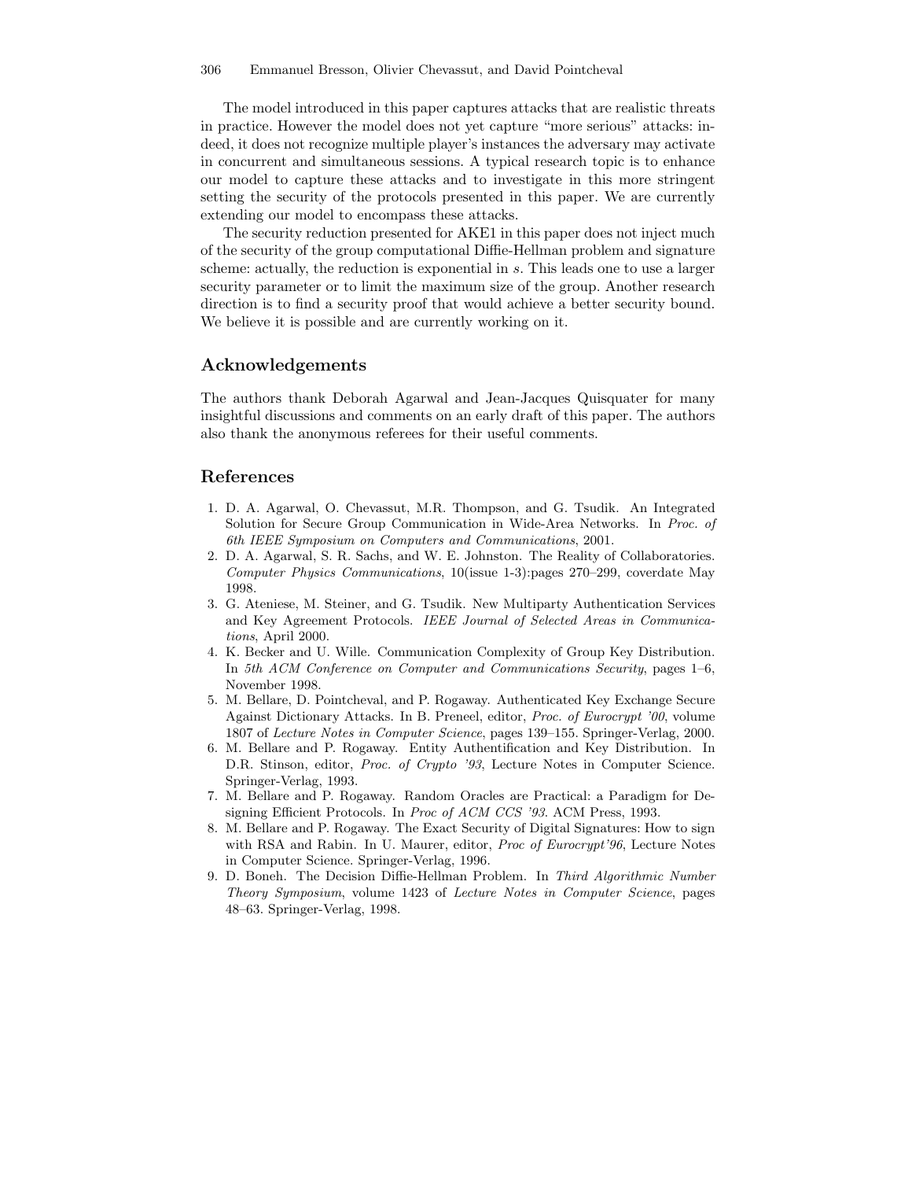The model introduced in this paper captures attacks that are realistic threats in practice. However the model does not yet capture "more serious" attacks: indeed, it does not recognize multiple player's instances the adversary may activate in concurrent and simultaneous sessions. A typical research topic is to enhance our model to capture these attacks and to investigate in this more stringent setting the security of the protocols presented in this paper. We are currently extending our model to encompass these attacks.

The security reduction presented for AKE1 in this paper does not inject much of the security of the group computational Diffie-Hellman problem and signature scheme: actually, the reduction is exponential in $s$. This leads one to use a larger security parameter or to limit the maximum size of the group. Another research direction is to find a security proof that would achieve a better security bound. We believe it is possible and are currently working on it.

## Acknowledgements

The authors thank Deborah Agarwal and Jean-Jacques Quisquater for many insightful discussions and comments on an early draft of this paper. The authors also thank the anonymous referees for their useful comments.

## References

1. D. A. Agarwal, O. Chevassut, M.R. Thompson, and G. Tsudik. An Integrated Solution for Secure Group Communication in Wide-Area Networks. In *Proc. of 6th IEEE Symposium on Computers and Communications*, 2001.
2. D. A. Agarwal, S. R. Sachs, and W. E. Johnston. The Reality of Collaboratories. *Computer Physics Communications*, 10(issue 1-3):pages 270–299, coverdate May 1998.
3. G. Ateniese, M. Steiner, and G. Tsudik. New Multiparty Authentication Services and Key Agreement Protocols. *IEEE Journal of Selected Areas in Communications*, April 2000.
4. K. Becker and U. Wille. Communication Complexity of Group Key Distribution. In *5th ACM Conference on Computer and Communications Security*, pages 1–6, November 1998.
5. M. Bellare, D. Pointcheval, and P. Rogaway. Authenticated Key Exchange Secure Against Dictionary Attacks. In B. Preneel, editor, *Proc. of Eurocrypt '00*, volume 1807 of *Lecture Notes in Computer Science*, pages 139–155. Springer-Verlag, 2000.
6. M. Bellare and P. Rogaway. Entity Authentification and Key Distribution. In D.R. Stinson, editor, *Proc. of Crypto '93*, Lecture Notes in Computer Science. Springer-Verlag, 1993.
7. M. Bellare and P. Rogaway. Random Oracles are Practical: a Paradigm for Designing Efficient Protocols. In *Proc of ACM CCS '93*. ACM Press, 1993.
8. M. Bellare and P. Rogaway. The Exact Security of Digital Signatures: How to sign with RSA and Rabin. In U. Maurer, editor, *Proc of Eurocrypt'96*, Lecture Notes in Computer Science. Springer-Verlag, 1996.
9. D. Boneh. The Decision Diffie-Hellman Problem. In *Third Algorithmic Number Theory Symposium*, volume 1423 of *Lecture Notes in Computer Science*, pages 48–63. Springer-Verlag, 1998.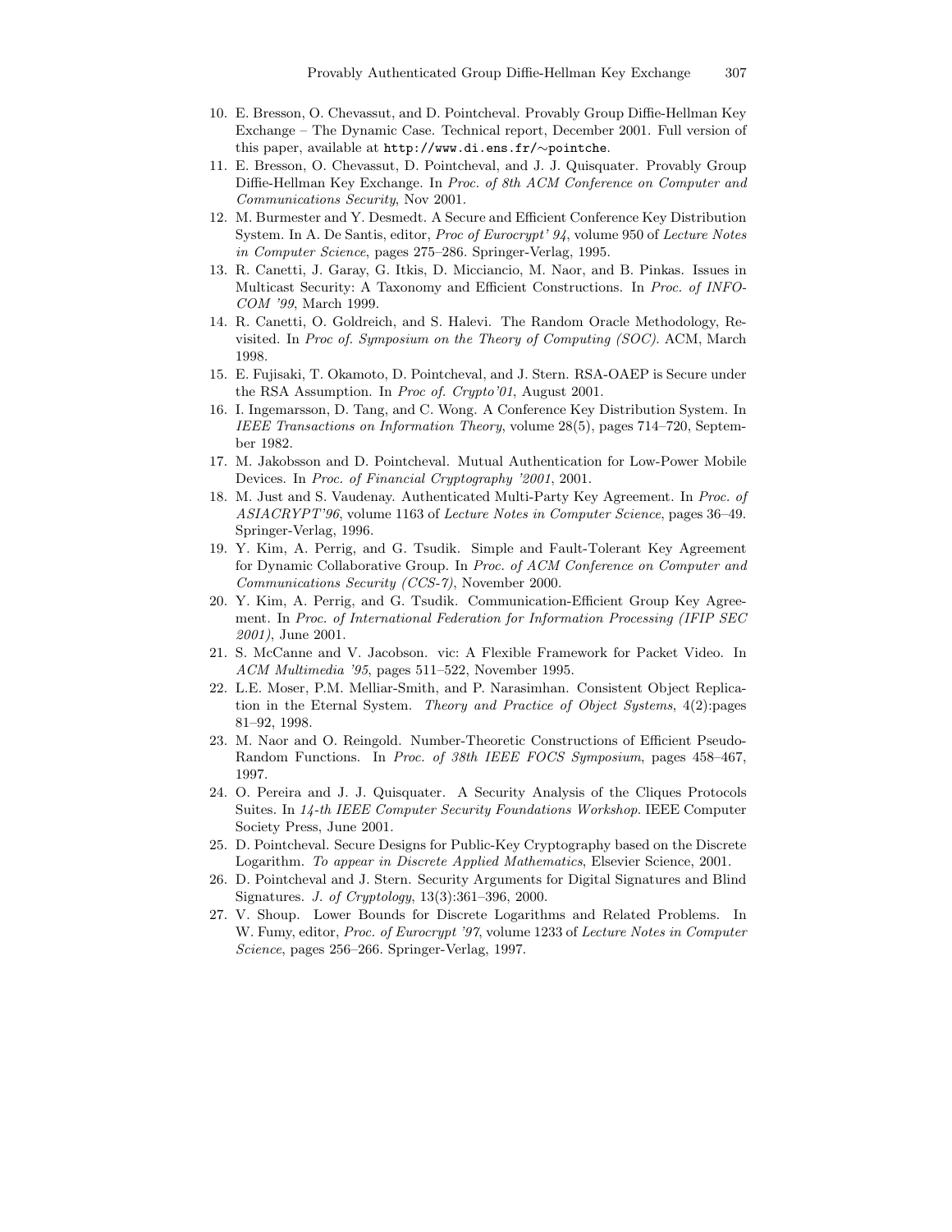10. E. Bresson, O. Chevassut, and D. Pointcheval. Provably Group Diffie-Hellman Key Exchange – The Dynamic Case. Technical report, December 2001. Full version of this paper, available at `http://www.di.ens.fr/~pointche`.
11. E. Bresson, O. Chevassut, D. Pointcheval, and J. J. Quisquater. Provably Group Diffie-Hellman Key Exchange. In *Proc. of 8th ACM Conference on Computer and Communications Security*, Nov 2001.
12. M. Burmester and Y. Desmedt. A Secure and Efficient Conference Key Distribution System. In A. De Santis, editor, *Proc of Eurocrypt' 94*, volume 950 of *Lecture Notes in Computer Science*, pages 275–286. Springer-Verlag, 1995.
13. R. Canetti, J. Garay, G. Itkis, D. Micciancio, M. Naor, and B. Pinkas. Issues in Multicast Security: A Taxonomy and Efficient Constructions. In *Proc. of INFOCOM '99*, March 1999.
14. R. Canetti, O. Goldreich, and S. Halevi. The Random Oracle Methodology, Revisited. In *Proc of. Symposium on the Theory of Computing (SOC)*. ACM, March 1998.
15. E. Fujisaki, T. Okamoto, D. Pointcheval, and J. Stern. RSA-OAEP is Secure under the RSA Assumption. In *Proc of. Crypto'01*, August 2001.
16. I. Ingemarsson, D. Tang, and C. Wong. A Conference Key Distribution System. In *IEEE Transactions on Information Theory*, volume 28(5), pages 714–720, September 1982.
17. M. Jakobsson and D. Pointcheval. Mutual Authentication for Low-Power Mobile Devices. In *Proc. of Financial Cryptography '2001*, 2001.
18. M. Just and S. Vaudenay. Authenticated Multi-Party Key Agreement. In *Proc. of ASIACRYPT'96*, volume 1163 of *Lecture Notes in Computer Science*, pages 36–49. Springer-Verlag, 1996.
19. Y. Kim, A. Perrig, and G. Tsudik. Simple and Fault-Tolerant Key Agreement for Dynamic Collaborative Group. In *Proc. of ACM Conference on Computer and Communications Security (CCS-7)*, November 2000.
20. Y. Kim, A. Perrig, and G. Tsudik. Communication-Efficient Group Key Agreement. In *Proc. of International Federation for Information Processing (IFIP SEC 2001)*, June 2001.
21. S. McCanne and V. Jacobson. vic: A Flexible Framework for Packet Video. In *ACM Multimedia '95*, pages 511–522, November 1995.
22. L.E. Moser, P.M. Melliar-Smith, and P. Narasimhan. Consistent Object Replication in the Eternal System. *Theory and Practice of Object Systems*, 4(2):pages 81–92, 1998.
23. M. Naor and O. Reingold. Number-Theoretic Constructions of Efficient Pseudo-Random Functions. In *Proc. of 38th IEEE FOCS Symposium*, pages 458–467, 1997.
24. O. Pereira and J. J. Quisquater. A Security Analysis of the Cliques Protocols Suites. In *14-th IEEE Computer Security Foundations Workshop*. IEEE Computer Society Press, June 2001.
25. D. Pointcheval. Secure Designs for Public-Key Cryptography based on the Discrete Logarithm. *To appear in Discrete Applied Mathematics*, Elsevier Science, 2001.
26. D. Pointcheval and J. Stern. Security Arguments for Digital Signatures and Blind Signatures. *J. of Cryptology*, 13(3):361–396, 2000.
27. V. Shoup. Lower Bounds for Discrete Logarithms and Related Problems. In W. Fumy, editor, *Proc. of Eurocrypt '97*, volume 1233 of *Lecture Notes in Computer Science*, pages 256–266. Springer-Verlag, 1997.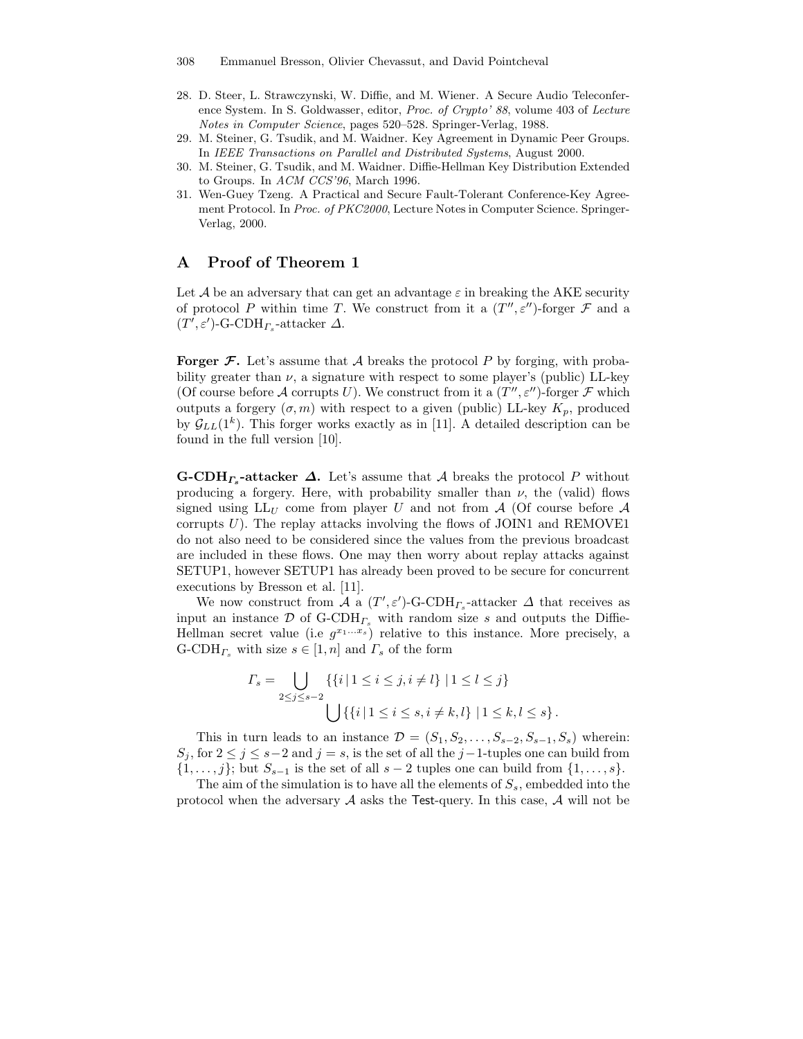28. D. Steer, L. Strawczynski, W. Diffie, and M. Wiener. A Secure Audio Teleconference System. In S. Goldwasser, editor, *Proc. of Crypto' 88*, volume 403 of *Lecture Notes in Computer Science*, pages 520–528. Springer-Verlag, 1988.
29. M. Steiner, G. Tsudik, and M. Waidner. Key Agreement in Dynamic Peer Groups. In *IEEE Transactions on Parallel and Distributed Systems*, August 2000.
30. M. Steiner, G. Tsudik, and M. Waidner. Diffie-Hellman Key Distribution Extended to Groups. In *ACM CCS'96*, March 1996.
31. Wen-Guey Tzeng. A Practical and Secure Fault-Tolerant Conference-Key Agreement Protocol. In *Proc. of PKC2000*, Lecture Notes in Computer Science. Springer-Verlag, 2000.

# A Proof of Theorem 1

Let $\mathcal{A}$ be an adversary that can get an advantage $\varepsilon$ in breaking the AKE security of protocol $P$ within time $T$. We construct from it a $(T'', \varepsilon'')$-forger $\mathcal{F}$ and a $(T', \varepsilon')$-G-CDH$_{\Gamma_s}$-attacker $\Delta$.

**Forger $\mathcal{F}$.** Let's assume that $\mathcal{A}$ breaks the protocol $P$ by forging, with probability greater than $\nu$, a signature with respect to some player's (public) LL-key (Of course before $\mathcal{A}$ corrupts $U$). We construct from it a $(T'', \varepsilon'')$-forger $\mathcal{F}$ which outputs a forgery $(\sigma, m)$ with respect to a given (public) LL-key $K_p$, produced by $\mathcal{G}_{LL}(1^k)$. This forger works exactly as in [11]. A detailed description can be found in the full version [10].

**G-CDH$_{\Gamma_s}$-attacker $\Delta$.** Let's assume that $\mathcal{A}$ breaks the protocol $P$ without producing a forgery. Here, with probability smaller than $\nu$, the (valid) flows signed using LL$_U$ come from player $U$ and not from $\mathcal{A}$ (Of course before $\mathcal{A}$ corrupts $U$). The replay attacks involving the flows of JOIN1 and REMOVE1 do not also need to be considered since the values from the previous broadcast are included in these flows. One may then worry about replay attacks against SETUP1, however SETUP1 has already been proved to be secure for concurrent executions by Bresson et al. [11].

We now construct from $\mathcal{A}$ a $(T', \varepsilon')$-G-CDH$_{\Gamma_s}$-attacker $\Delta$ that receives as input an instance $\mathcal{D}$ of G-CDH$_{\Gamma_s}$ with random size $s$ and outputs the Diffie-Hellman secret value (i.e $g^{x_1 \ldots x_s}$) relative to this instance. More precisely, a G-CDH$_{\Gamma_s}$ with size $s \in [1, n]$ and $\Gamma_s$ of the form

$$\Gamma_s = \bigcup_{2 \leq j \leq s-2} \{\{i \,|\, 1 \leq i \leq j, i \neq l\} \,|\, 1 \leq l \leq j\} \bigcup \{\{i \,|\, 1 \leq i \leq s, i \neq k, l\} \,|\, 1 \leq k, l \leq s\}.$$

This in turn leads to an instance $\mathcal{D} = (S_1, S_2, \ldots, S_{s-2}, S_{s-1}, S_s)$ wherein: $S_j$, for $2 \leq j \leq s-2$ and $j = s$, is the set of all the $j-1$-tuples one can build from $\{1, \ldots, j\}$; but $S_{s-1}$ is the set of all $s-2$ tuples one can build from $\{1, \ldots, s\}$.

The aim of the simulation is to have all the elements of $S_s$, embedded into the protocol when the adversary $\mathcal{A}$ asks the Test-query. In this case, $\mathcal{A}$ will not be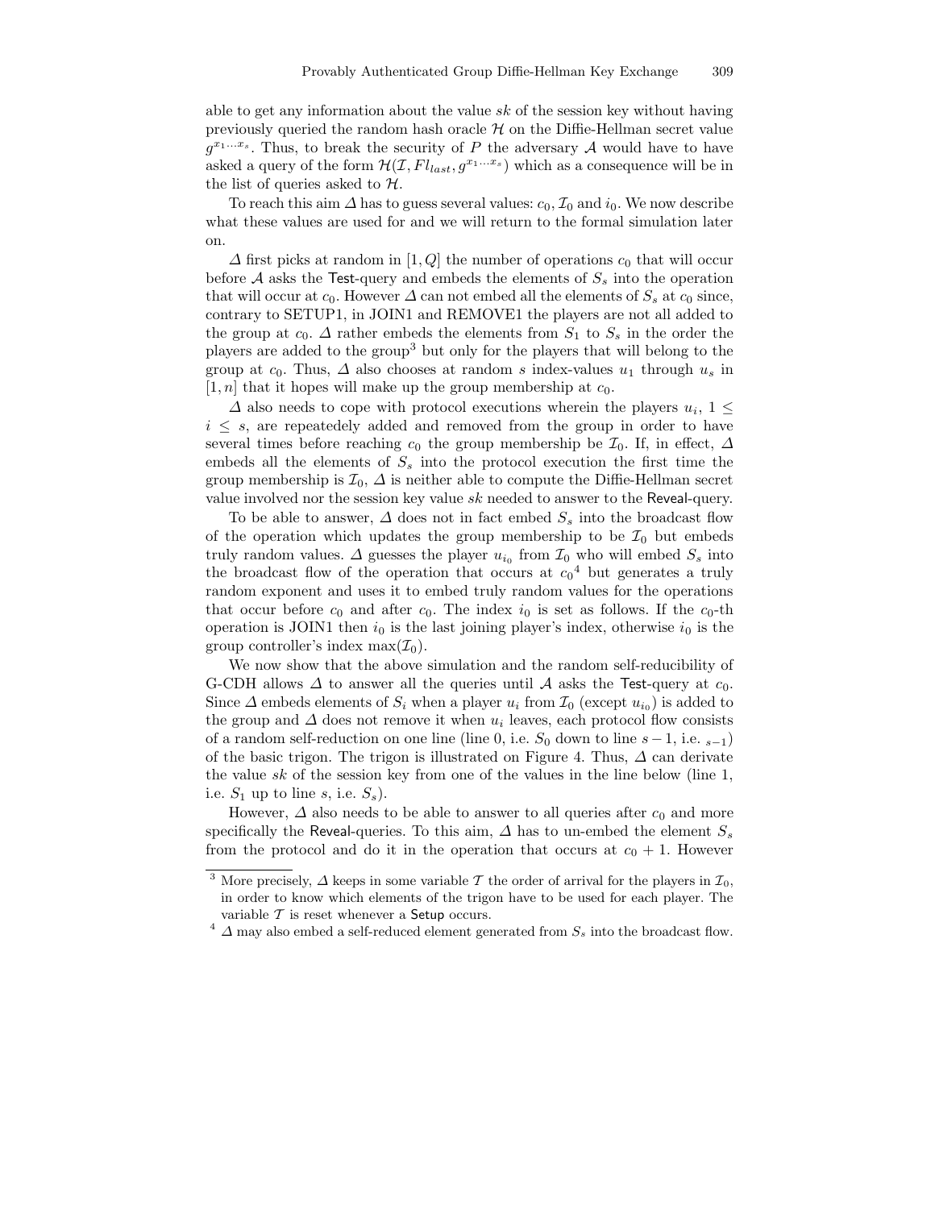able to get any information about the value $sk$ of the session key without having previously queried the random hash oracle $\mathcal{H}$ on the Diffie-Hellman secret value $g^{x_1 \ldots x_s}$. Thus, to break the security of $P$ the adversary $\mathcal{A}$ would have to have asked a query of the form $\mathcal{H}(\mathcal{I}, Fl_{last}, g^{x_1 \ldots x_s})$ which as a consequence will be in the list of queries asked to $\mathcal{H}$.

To reach this aim $\Delta$ has to guess several values: $c_0, \mathcal{I}_0$ and $i_0$. We now describe what these values are used for and we will return to the formal simulation later on.

$\Delta$ first picks at random in $[1, Q]$ the number of operations $c_0$ that will occur before $\mathcal{A}$ asks the Test-query and embeds the elements of $S_s$ into the operation that will occur at $c_0$. However $\Delta$ can not embed all the elements of $S_s$ at $c_0$ since, contrary to SETUP1, in JOIN1 and REMOVE1 the players are not all added to the group at $c_0$. $\Delta$ rather embeds the elements from $S_1$ to $S_s$ in the order the players are added to the group[3] but only for the players that will belong to the group at $c_0$. Thus, $\Delta$ also chooses at random $s$ index-values $u_1$ through $u_s$ in $[1, n]$ that it hopes will make up the group membership at $c_0$.

$\Delta$ also needs to cope with protocol executions wherein the players $u_i$, $1 \leq i \leq s$, are repeatedely added and removed from the group in order to have several times before reaching $c_0$ the group membership be $\mathcal{I}_0$. If, in effect, $\Delta$ embeds all the elements of $S_s$ into the protocol execution the first time the group membership is $\mathcal{I}_0$, $\Delta$ is neither able to compute the Diffie-Hellman secret value involved nor the session key value $sk$ needed to answer to the Reveal-query.

To be able to answer, $\Delta$ does not in fact embed $S_s$ into the broadcast flow of the operation which updates the group membership to be $\mathcal{I}_0$ but embeds truly random values. $\Delta$ guesses the player $u_{i_0}$ from $\mathcal{I}_0$ who will embed $S_s$ into the broadcast flow of the operation that occurs at $c_0$[4] but generates a truly random exponent and uses it to embed truly random values for the operations that occur before $c_0$ and after $c_0$. The index $i_0$ is set as follows. If the $c_0$-th operation is JOIN1 then $i_0$ is the last joining player's index, otherwise $i_0$ is the group controller's index $\max(\mathcal{I}_0)$.

We now show that the above simulation and the random self-reducibility of G-CDH allows $\Delta$ to answer all the queries until $\mathcal{A}$ asks the Test-query at $c_0$. Since $\Delta$ embeds elements of $S_i$ when a player $u_i$ from $\mathcal{I}_0$ (except $u_{i_0}$) is added to the group and $\Delta$ does not remove it when $u_i$ leaves, each protocol flow consists of a random self-reduction on one line (line 0, i.e. $S_0$ down to line $s-1$, i.e. $_{s-1}$) of the basic trigon. The trigon is illustrated on Figure 4. Thus, $\Delta$ can derivate the value $sk$ of the session key from one of the values in the line below (line 1, i.e. $S_1$ up to line $s$, i.e. $S_s$).

However, $\Delta$ also needs to be able to answer to all queries after $c_0$ and more specifically the Reveal-queries. To this aim, $\Delta$ has to un-embed the element $S_s$ from the protocol and do it in the operation that occurs at $c_0 + 1$. However

[3] More precisely, $\Delta$ keeps in some variable $\mathcal{T}$ the order of arrival for the players in $\mathcal{I}_0$, in order to know which elements of the trigon have to be used for each player. The variable $\mathcal{T}$ is reset whenever a Setup occurs.

[4] $\Delta$ may also embed a self-reduced element generated from $S_s$ into the broadcast flow.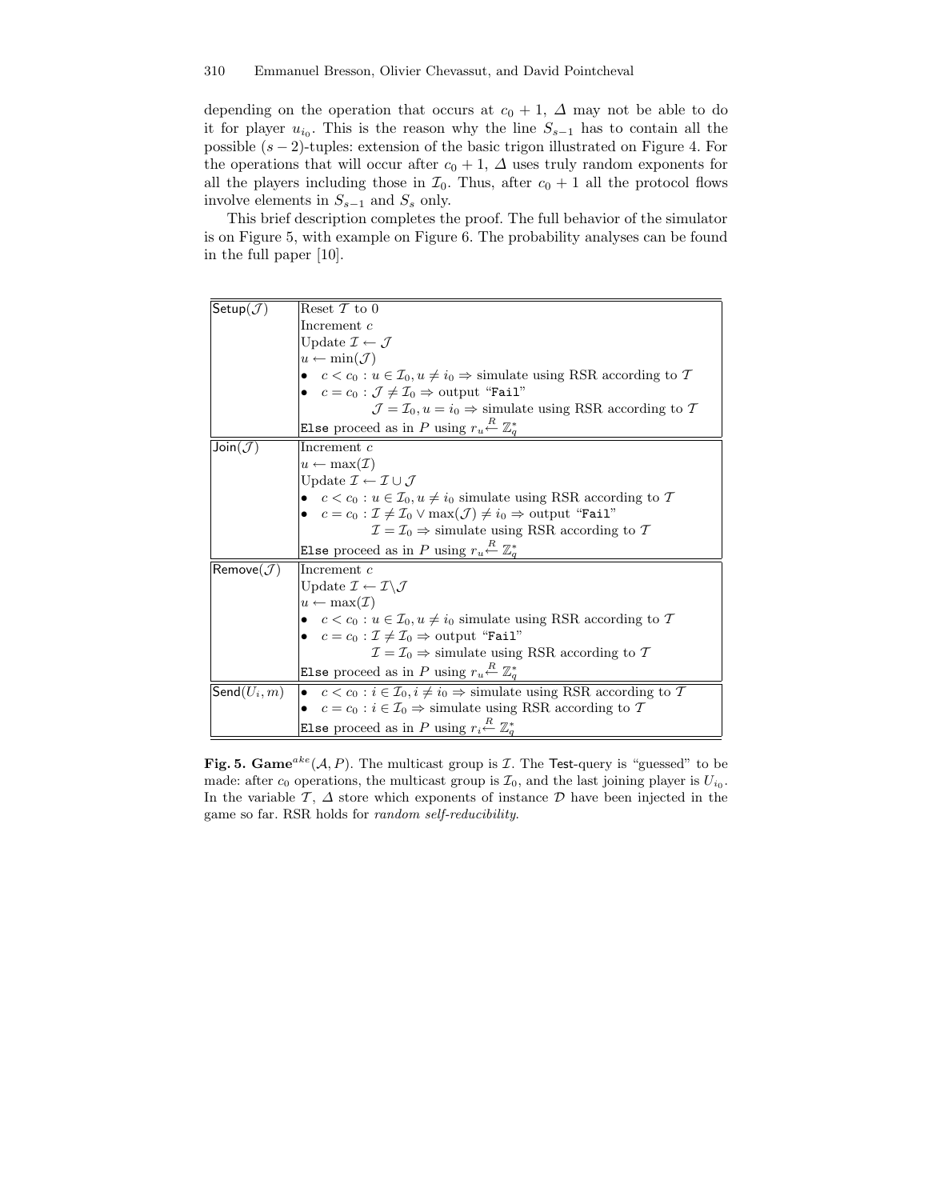depending on the operation that occurs at $c_0 + 1$, $\Delta$ may not be able to do it for player $u_{i_0}$. This is the reason why the line $S_{s-1}$ has to contain all the possible $(s-2)$-tuples: extension of the basic trigon illustrated on Figure 4. For the operations that will occur after $c_0 + 1$, $\Delta$ uses truly random exponents for all the players including those in $\mathcal{I}_0$. Thus, after $c_0 + 1$ all the protocol flows involve elements in $S_{s-1}$ and $S_s$ only.

This brief description completes the proof. The full behavior of the simulator is on Figure 5, with example on Figure 6. The probability analyses can be found in the full paper [10].

| Operation | Simulation |
|---|---|
| $\mathsf{Setup}(\mathcal{J})$ | Reset $\mathcal{T}$ to 0<br>Increment $c$<br>Update $\mathcal{I} \leftarrow \mathcal{J}$<br>$u \leftarrow \min(\mathcal{J})$<br>• $c < c_0 : u \in \mathcal{I}_0, u \neq i_0 \Rightarrow$ simulate using RSR according to $\mathcal{T}$<br>• $c = c_0 : \mathcal{J} \neq \mathcal{I}_0 \Rightarrow$ output "`Fail`"<br>$\quad\quad \mathcal{J} = \mathcal{I}_0, u = i_0 \Rightarrow$ simulate using RSR according to $\mathcal{T}$<br>`Else` proceed as in $P$ using $r_u \stackrel{R}{\leftarrow} \mathbb{Z}_q^*$ |
| $\mathsf{Join}(\mathcal{J})$ | Increment $c$<br>$u \leftarrow \max(\mathcal{I})$<br>Update $\mathcal{I} \leftarrow \mathcal{I} \cup \mathcal{J}$<br>• $c < c_0 : u \in \mathcal{I}_0, u \neq i_0$ simulate using RSR according to $\mathcal{T}$<br>• $c = c_0 : \mathcal{I} \neq \mathcal{I}_0 \vee \max(\mathcal{J}) \neq i_0 \Rightarrow$ output "`Fail`"<br>$\quad\quad \mathcal{I} = \mathcal{I}_0 \Rightarrow$ simulate using RSR according to $\mathcal{T}$<br>`Else` proceed as in $P$ using $r_u \stackrel{R}{\leftarrow} \mathbb{Z}_q^*$ |
| $\mathsf{Remove}(\mathcal{J})$ | Increment $c$<br>Update $\mathcal{I} \leftarrow \mathcal{I} \backslash \mathcal{J}$<br>$u \leftarrow \max(\mathcal{I})$<br>• $c < c_0 : u \in \mathcal{I}_0, u \neq i_0$ simulate using RSR according to $\mathcal{T}$<br>• $c = c_0 : \mathcal{I} \neq \mathcal{I}_0 \Rightarrow$ output "`Fail`"<br>$\quad\quad \mathcal{I} = \mathcal{I}_0 \Rightarrow$ simulate using RSR according to $\mathcal{T}$<br>`Else` proceed as in $P$ using $r_u \stackrel{R}{\leftarrow} \mathbb{Z}_q^*$ |
| $\mathsf{Send}(U_i, m)$ | • $c < c_0 : i \in \mathcal{I}_0, i \neq i_0 \Rightarrow$ simulate using RSR according to $\mathcal{T}$<br>• $c = c_0 : i \in \mathcal{I}_0 \Rightarrow$ simulate using RSR according to $\mathcal{T}$<br>`Else` proceed as in $P$ using $r_i \stackrel{R}{\leftarrow} \mathbb{Z}_q^*$ |

**Fig. 5. Game**$^{ake}(\mathcal{A}, P)$. The multicast group is $\mathcal{I}$. The Test-query is "guessed" to be made: after $c_0$ operations, the multicast group is $\mathcal{I}_0$, and the last joining player is $U_{i_0}$. In the variable $\mathcal{T}$, $\Delta$ store which exponents of instance $\mathcal{D}$ have been injected in the game so far. RSR holds for *random self-reducibility*.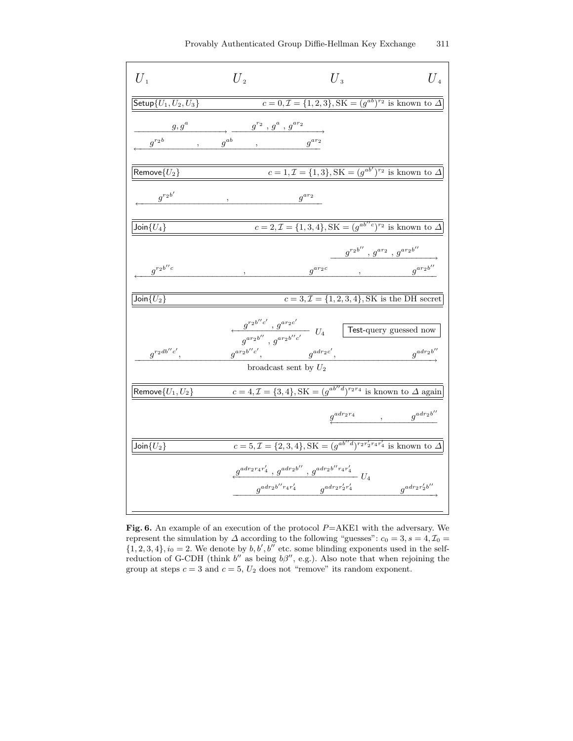$U_1$ $U_2$ $U_3$ $U_4$

**Setup**$\{U_1, U_2, U_3\}$ — $c = 0, \mathcal{I} = \{1,2,3\}, \text{SK} = (g^{ab})^{r_2}$ is known to $\Delta$

$U_1 \rightarrow U_2$: $g, g^a$

$U_2 \rightarrow U_3$: $g^{r_2}, g^a, g^{ar_2}$

$U_3 \rightarrow$ (broadcast): $g^{r_2 b}$ , $g^{ab}$ , $g^{ar_2}$

**Remove**$\{U_2\}$ — $c = 1, \mathcal{I} = \{1,3\}, \text{SK} = (g^{ab'})^{r_2}$ is known to $\Delta$

$U_3 \rightarrow$: $g^{r_2 b'}$ , $g^{ar_2}$

**Join**$\{U_4\}$ — $c = 2, \mathcal{I} = \{1,3,4\}, \text{SK} = (g^{ab''c})^{r_2}$ is known to $\Delta$

$U_3 \rightarrow U_4$: $g^{r_2 b''}, g^{ar_2}, g^{ar_2 b''}$

$U_4 \rightarrow$: $g^{r_2 b'' c}$ , $g^{ar_2 c}$ , $g^{ar_2 b''}$

**Join**$\{U_2\}$ — $c = 3, \mathcal{I} = \{1,2,3,4\}$, SK is the DH secret

$U_4 \rightarrow U_2$: $g^{r_2 b'' c'}, g^{ar_2 c'}$, $g^{ar_2 b''}, g^{ar_2 b'' c'}$

Test-query guessed now

$U_2 \rightarrow$: $g^{r_2 d b'' c'}$, $g^{ar_2 b'' c'}$, $g^{adr_2 c'}$, $g^{adr_2 b''}$

broadcast sent by $U_2$

**Remove**$\{U_1, U_2\}$ — $c = 4, \mathcal{I} = \{3,4\}, \text{SK} = (g^{ab''d})^{r_2 r_4}$ is known to $\Delta$ again

$U_4 \rightarrow$: $g^{adr_2 r_4}$ , $g^{adr_2 b''}$

**Join**$\{U_2\}$ — $c = 5, \mathcal{I} = \{2,3,4\}, \text{SK} = (g^{ab''d})^{r_2 r_2' r_4 r_4'}$ is known to $\Delta$

$U_4 \rightarrow U_2$: $g^{adr_2 r_4 r_4'}, g^{adr_2 b''}, g^{adr_2 b'' r_4 r_4'}$

$U_2 \rightarrow$: $g^{adr_2 b'' r_4 r_4'}$ $g^{adr_2 r_2' r_4'}$ $g^{adr_2 r_2' b''}$

**Fig. 6.** An example of an execution of the protocol $P$=AKE1 with the adversary. We represent the simulation by $\Delta$ according to the following "guesses": $c_0 = 3, s = 4, \mathcal{I}_0 = \{1,2,3,4\}, i_0 = 2$. We denote by $b, b', b''$ etc. some blinding exponents used in the self-reduction of G-CDH (think $b''$ as being $b\beta''$, e.g.). Also note that when rejoining the group at steps $c = 3$ and $c = 5$, $U_2$ does not "remove" its random exponent.